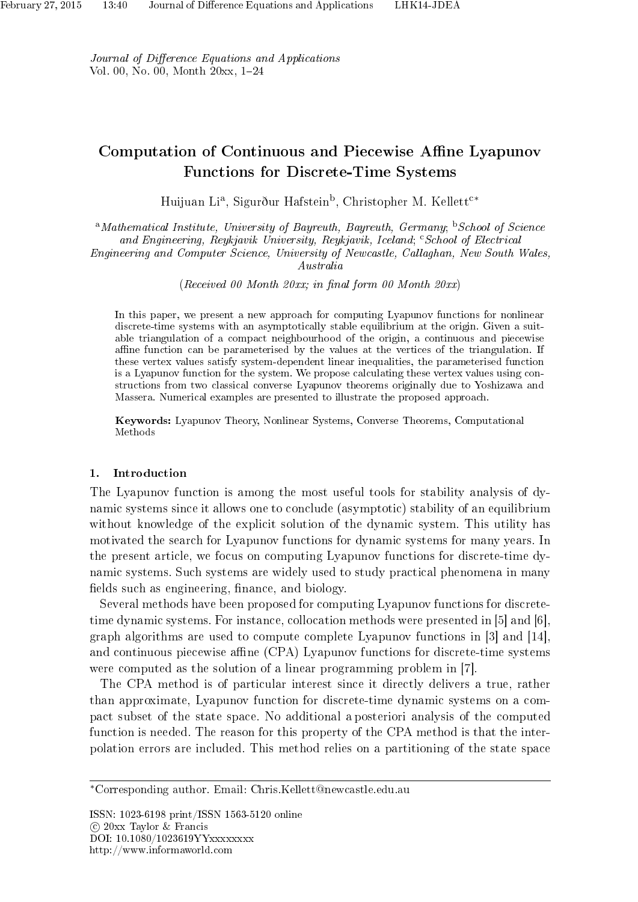*Journal of Difference Equations and Applications*
Vol. 00, No. 00, Month 20xx, 1–24

# Computation of Continuous and Piecewise Affine Lyapunov Functions for Discrete-Time Systems

Huijuan Li[a], Sigurður Hafstein[b], Christopher M. Kellett[c]*

[a]*Mathematical Institute, University of Bayreuth, Bayreuth, Germany;* [b]*School of Science and Engineering, Reykjavik University, Reykjavik, Iceland;* [c]*School of Electrical Engineering and Computer Science, University of Newcastle, Callaghan, New South Wales, Australia*

(*Received 00 Month 20xx; in final form 00 Month 20xx*)

In this paper, we present a new approach for computing Lyapunov functions for nonlinear discrete-time systems with an asymptotically stable equilibrium at the origin. Given a suitable triangulation of a compact neighbourhood of the origin, a continuous and piecewise affine function can be parameterised by the values at the vertices of the triangulation. If these vertex values satisfy system-dependent linear inequalities, the parameterised function is a Lyapunov function for the system. We propose calculating these vertex values using constructions from two classical converse Lyapunov theorems originally due to Yoshizawa and Massera. Numerical examples are presented to illustrate the proposed approach.

**Keywords:** Lyapunov Theory, Nonlinear Systems, Converse Theorems, Computational Methods

## 1. Introduction

The Lyapunov function is among the most useful tools for stability analysis of dynamic systems since it allows one to conclude (asymptotic) stability of an equilibrium without knowledge of the explicit solution of the dynamic system. This utility has motivated the search for Lyapunov functions for dynamic systems for many years. In the present article, we focus on computing Lyapunov functions for discrete-time dynamic systems. Such systems are widely used to study practical phenomena in many fields such as engineering, finance, and biology.

Several methods have been proposed for computing Lyapunov functions for discrete-time dynamic systems. For instance, collocation methods were presented in [5] and [6], graph algorithms are used to compute complete Lyapunov functions in [3] and [14], and continuous piecewise affine (CPA) Lyapunov functions for discrete-time systems were computed as the solution of a linear programming problem in [7].

The CPA method is of particular interest since it directly delivers a true, rather than approximate, Lyapunov function for discrete-time dynamic systems on a compact subset of the state space. No additional a posteriori analysis of the computed function is needed. The reason for this property of the CPA method is that the interpolation errors are included. This method relies on a partitioning of the state space

*Corresponding author. Email: Chris.Kellett@newcastle.edu.au

ISSN: 1023-6198 print/ISSN 1563-5120 online
© 20xx Taylor & Francis
DOI: 10.1080/1023619YYxxxxxxxx
http://www.informaworld.com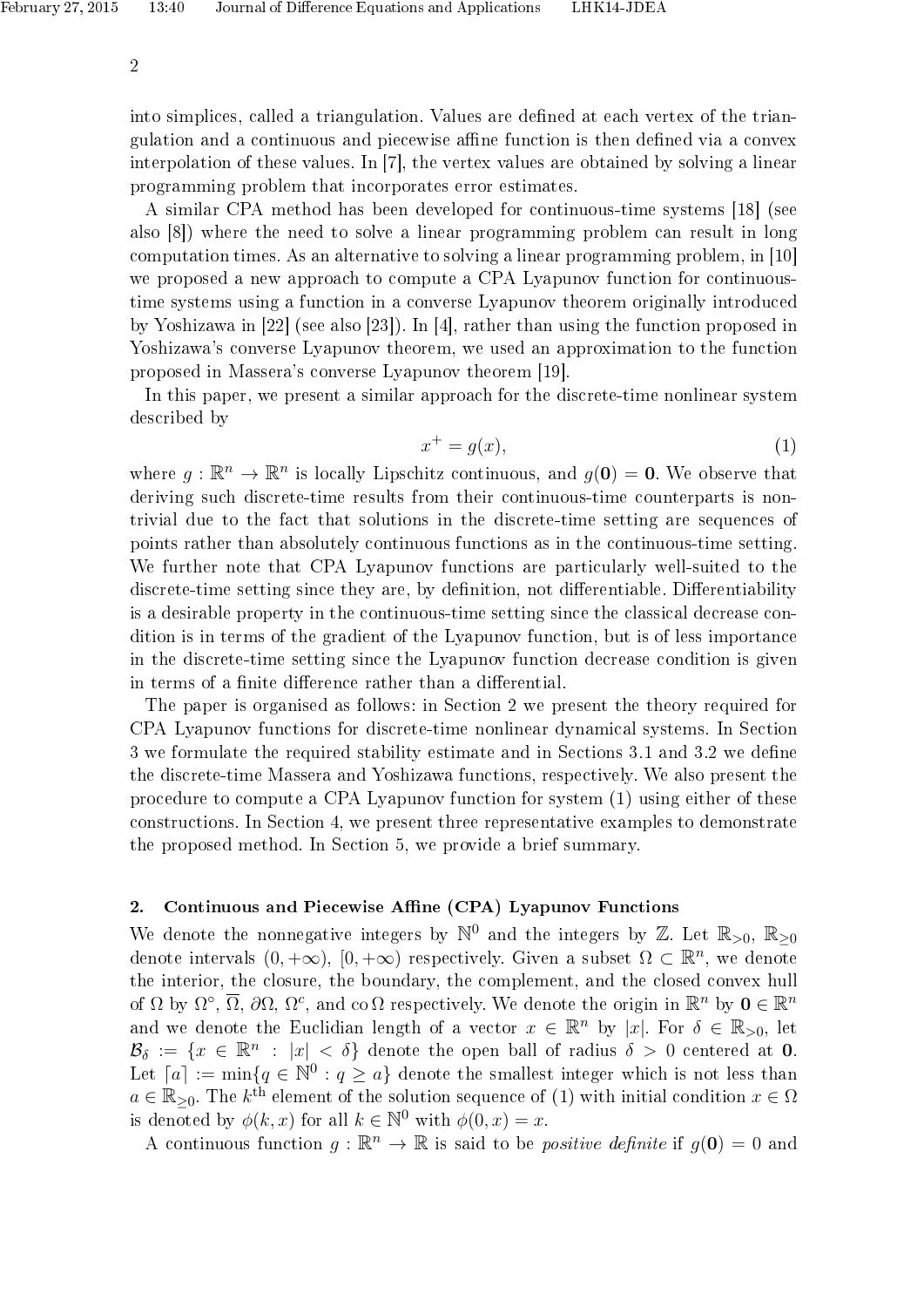into simplices, called a triangulation. Values are defined at each vertex of the triangulation and a continuous and piecewise affine function is then defined via a convex interpolation of these values. In [7], the vertex values are obtained by solving a linear programming problem that incorporates error estimates.

A similar CPA method has been developed for continuous-time systems [18] (see also [8]) where the need to solve a linear programming problem can result in long computation times. As an alternative to solving a linear programming problem, in [10] we proposed a new approach to compute a CPA Lyapunov function for continuous-time systems using a function in a converse Lyapunov theorem originally introduced by Yoshizawa in [22] (see also [23]). In [4], rather than using the function proposed in Yoshizawa's converse Lyapunov theorem, we used an approximation to the function proposed in Massera's converse Lyapunov theorem [19].

In this paper, we present a similar approach for the discrete-time nonlinear system described by

$$x^+ = g(x), \tag{1}$$

where $g : \mathbb{R}^n \to \mathbb{R}^n$ is locally Lipschitz continuous, and $g(\mathbf{0}) = \mathbf{0}$. We observe that deriving such discrete-time results from their continuous-time counterparts is non-trivial due to the fact that solutions in the discrete-time setting are sequences of points rather than absolutely continuous functions as in the continuous-time setting. We further note that CPA Lyapunov functions are particularly well-suited to the discrete-time setting since they are, by definition, not differentiable. Differentiability is a desirable property in the continuous-time setting since the classical decrease condition is in terms of the gradient of the Lyapunov function, but is of less importance in the discrete-time setting since the Lyapunov function decrease condition is given in terms of a finite difference rather than a differential.

The paper is organised as follows: in Section 2 we present the theory required for CPA Lyapunov functions for discrete-time nonlinear dynamical systems. In Section 3 we formulate the required stability estimate and in Sections 3.1 and 3.2 we define the discrete-time Massera and Yoshizawa functions, respectively. We also present the procedure to compute a CPA Lyapunov function for system (1) using either of these constructions. In Section 4, we present three representative examples to demonstrate the proposed method. In Section 5, we provide a brief summary.

## 2. Continuous and Piecewise Affine (CPA) Lyapunov Functions

We denote the nonnegative integers by $\mathbb{N}^0$ and the integers by $\mathbb{Z}$. Let $\mathbb{R}_{>0}$, $\mathbb{R}_{\geq 0}$ denote intervals $(0, +\infty)$, $[0, +\infty)$ respectively. Given a subset $\Omega \subset \mathbb{R}^n$, we denote the interior, the closure, the boundary, the complement, and the closed convex hull of $\Omega$ by $\Omega^\circ$, $\overline{\Omega}$, $\partial\Omega$, $\Omega^c$, and $\operatorname{co}\Omega$ respectively. We denote the origin in $\mathbb{R}^n$ by $\mathbf{0} \in \mathbb{R}^n$ and we denote the Euclidian length of a vector $x \in \mathbb{R}^n$ by $|x|$. For $\delta \in \mathbb{R}_{>0}$, let $\mathcal{B}_\delta := \{x \in \mathbb{R}^n : |x| < \delta\}$ denote the open ball of radius $\delta > 0$ centered at $\mathbf{0}$. Let $\lceil a \rceil := \min\{q \in \mathbb{N}^0 : q \geq a\}$ denote the smallest integer which is not less than $a \in \mathbb{R}_{\geq 0}$. The $k^{\text{th}}$ element of the solution sequence of (1) with initial condition $x \in \Omega$ is denoted by $\phi(k, x)$ for all $k \in \mathbb{N}^0$ with $\phi(0, x) = x$.

A continuous function $g : \mathbb{R}^n \to \mathbb{R}$ is said to be *positive definite* if $g(\mathbf{0}) = 0$ and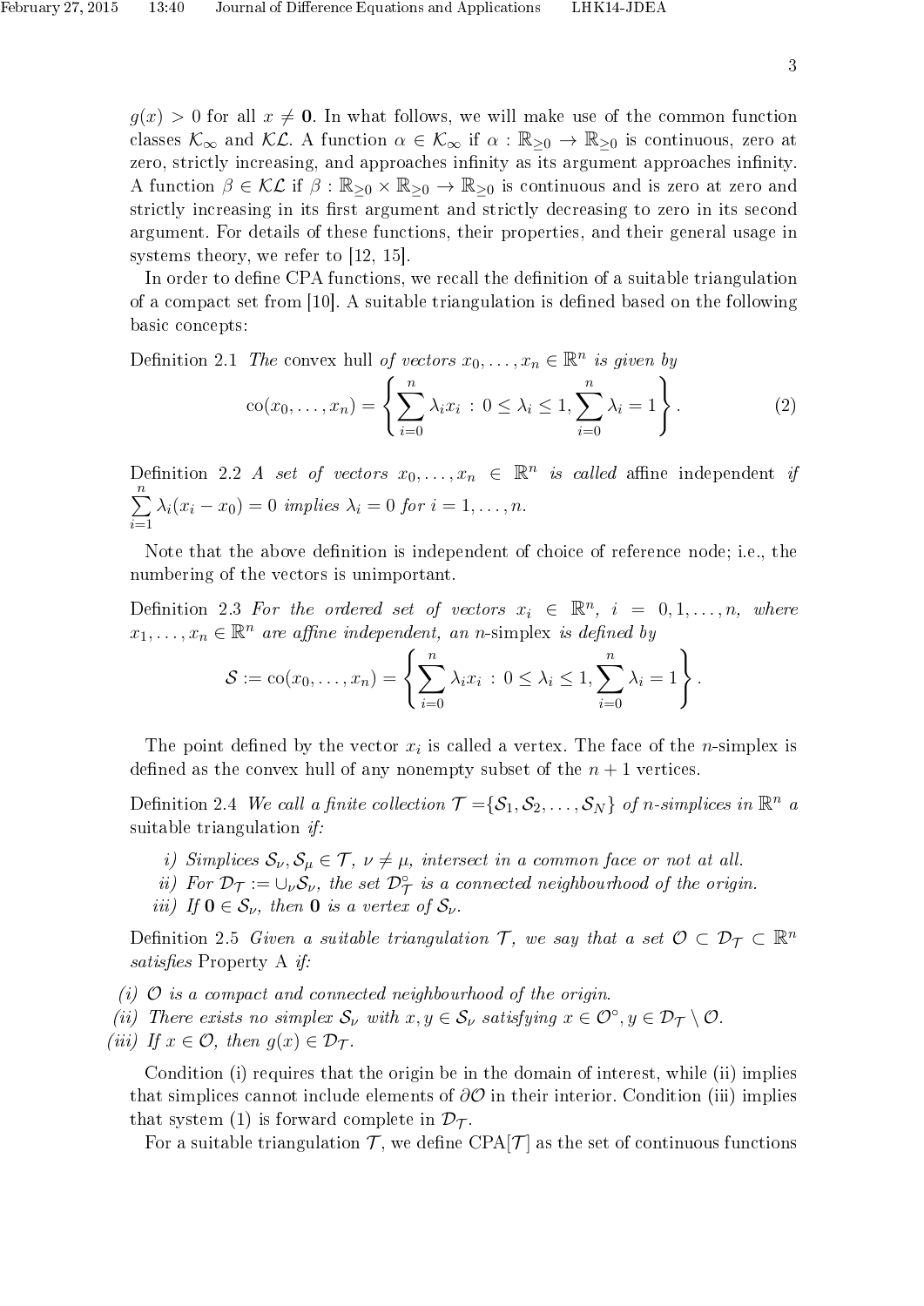$g(x) > 0$ for all $x \neq \mathbf{0}$. In what follows, we will make use of the common function classes $\mathcal{K}_\infty$ and $\mathcal{KL}$. A function $\alpha \in \mathcal{K}_\infty$ if $\alpha : \mathbb{R}_{\geq 0} \to \mathbb{R}_{\geq 0}$ is continuous, zero at zero, strictly increasing, and approaches infinity as its argument approaches infinity. A function $\beta \in \mathcal{KL}$ if $\beta : \mathbb{R}_{\geq 0} \times \mathbb{R}_{\geq 0} \to \mathbb{R}_{\geq 0}$ is continuous and is zero at zero and strictly increasing in its first argument and strictly decreasing to zero in its second argument. For details of these functions, their properties, and their general usage in systems theory, we refer to [12, 15].

In order to define CPA functions, we recall the definition of a suitable triangulation of a compact set from [10]. A suitable triangulation is defined based on the following basic concepts:

Definition 2.1 *The* convex hull *of vectors $x_0, \ldots, x_n \in \mathbb{R}^n$ is given by*

$$\mathrm{co}(x_0, \ldots, x_n) = \left\{ \sum_{i=0}^{n} \lambda_i x_i \,:\, 0 \leq \lambda_i \leq 1, \sum_{i=0}^{n} \lambda_i = 1 \right\}. \tag{2}$$

Definition 2.2 *A set of vectors $x_0, \ldots, x_n \in \mathbb{R}^n$ is called* affine independent *if $\sum_{i=1}^{n} \lambda_i (x_i - x_0) = 0$ implies $\lambda_i = 0$ for $i = 1, \ldots, n$.*

Note that the above definition is independent of choice of reference node; i.e., the numbering of the vectors is unimportant.

Definition 2.3 *For the ordered set of vectors $x_i \in \mathbb{R}^n$, $i = 0, 1, \ldots, n$, where $x_1, \ldots, x_n \in \mathbb{R}^n$ are affine independent, an* $n$-simplex *is defined by*

$$\mathcal{S} := \mathrm{co}(x_0, \ldots, x_n) = \left\{ \sum_{i=0}^{n} \lambda_i x_i \,:\, 0 \leq \lambda_i \leq 1, \sum_{i=0}^{n} \lambda_i = 1 \right\}.$$

The point defined by the vector $x_i$ is called a vertex. The face of the $n$-simplex is defined as the convex hull of any nonempty subset of the $n + 1$ vertices.

Definition 2.4 *We call a finite collection $\mathcal{T} = \{\mathcal{S}_1, \mathcal{S}_2, \ldots, \mathcal{S}_N\}$ of $n$-simplices in $\mathbb{R}^n$ a* suitable triangulation *if:*

*i) Simplices $\mathcal{S}_\nu, \mathcal{S}_\mu \in \mathcal{T}$, $\nu \neq \mu$, intersect in a common face or not at all.*
*ii) For $\mathcal{D}_\mathcal{T} := \cup_\nu \mathcal{S}_\nu$, the set $\mathcal{D}_\mathcal{T}^\circ$ is a connected neighbourhood of the origin.*
*iii) If $\mathbf{0} \in \mathcal{S}_\nu$, then $\mathbf{0}$ is a vertex of $\mathcal{S}_\nu$.*

Definition 2.5 *Given a suitable triangulation $\mathcal{T}$, we say that a set $\mathcal{O} \subset \mathcal{D}_\mathcal{T} \subset \mathbb{R}^n$ satisfies* Property A *if:*

*(i) $\mathcal{O}$ is a compact and connected neighbourhood of the origin.*
*(ii) There exists no simplex $\mathcal{S}_\nu$ with $x, y \in \mathcal{S}_\nu$ satisfying $x \in \mathcal{O}^\circ$, $y \in \mathcal{D}_\mathcal{T} \setminus \mathcal{O}$.*
*(iii) If $x \in \mathcal{O}$, then $g(x) \in \mathcal{D}_\mathcal{T}$.*

Condition (i) requires that the origin be in the domain of interest, while (ii) implies that simplices cannot include elements of $\partial\mathcal{O}$ in their interior. Condition (iii) implies that system (1) is forward complete in $\mathcal{D}_\mathcal{T}$.

For a suitable triangulation $\mathcal{T}$, we define CPA$[\mathcal{T}]$ as the set of continuous functions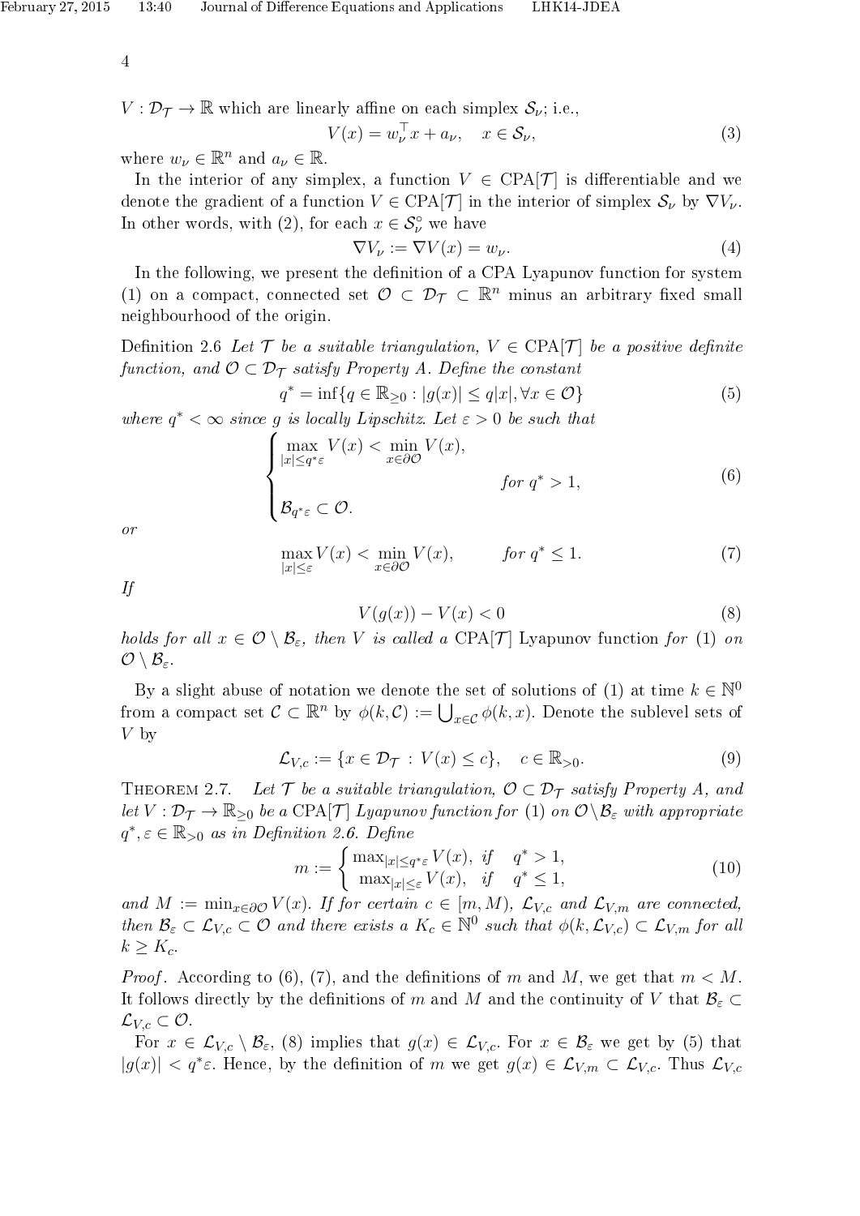$V : \mathcal{D}_{\mathcal{T}} \to \mathbb{R}$ which are linearly affine on each simplex $\mathcal{S}_\nu$; i.e.,

$$V(x) = w_\nu^\top x + a_\nu, \quad x \in \mathcal{S}_\nu, \tag{3}$$

where $w_\nu \in \mathbb{R}^n$ and $a_\nu \in \mathbb{R}$.

In the interior of any simplex, a function $V \in \mathrm{CPA}[\mathcal{T}]$ is differentiable and we denote the gradient of a function $V \in \mathrm{CPA}[\mathcal{T}]$ in the interior of simplex $\mathcal{S}_\nu$ by $\nabla V_\nu$. In other words, with (2), for each $x \in \mathcal{S}_\nu^\circ$ we have

$$\nabla V_\nu := \nabla V(x) = w_\nu. \tag{4}$$

In the following, we present the definition of a CPA Lyapunov function for system (1) on a compact, connected set $\mathcal{O} \subset \mathcal{D}_{\mathcal{T}} \subset \mathbb{R}^n$ minus an arbitrary fixed small neighbourhood of the origin.

Definition 2.6 *Let $\mathcal{T}$ be a suitable triangulation, $V \in \mathrm{CPA}[\mathcal{T}]$ be a positive definite function, and $\mathcal{O} \subset \mathcal{D}_{\mathcal{T}}$ satisfy Property A. Define the constant*

$$q^* = \inf\{q \in \mathbb{R}_{\geq 0} : |g(x)| \leq q|x|, \forall x \in \mathcal{O}\} \tag{5}$$

*where $q^* < \infty$ since $g$ is locally Lipschitz. Let $\varepsilon > 0$ be such that*

$$\begin{cases} \max\limits_{|x| \leq q^*\varepsilon} V(x) < \min\limits_{x \in \partial\mathcal{O}} V(x), \\ & \text{for } q^* > 1, \\ \mathcal{B}_{q^*\varepsilon} \subset \mathcal{O}. \end{cases} \tag{6}$$

*or*

$$\max_{|x| \leq \varepsilon} V(x) < \min_{x \in \partial\mathcal{O}} V(x), \qquad \text{for } q^* \leq 1. \tag{7}$$

*If*

$$V(g(x)) - V(x) < 0 \tag{8}$$

*holds for all $x \in \mathcal{O} \setminus \mathcal{B}_\varepsilon$, then $V$ is called a* $\mathrm{CPA}[\mathcal{T}]$ Lyapunov function *for* (1) *on* $\mathcal{O} \setminus \mathcal{B}_\varepsilon$.

By a slight abuse of notation we denote the set of solutions of (1) at time $k \in \mathbb{N}^0$ from a compact set $\mathcal{C} \subset \mathbb{R}^n$ by $\phi(k, \mathcal{C}) := \bigcup_{x \in \mathcal{C}} \phi(k, x)$. Denote the sublevel sets of $V$ by

$$\mathcal{L}_{V,c} := \{x \in \mathcal{D}_{\mathcal{T}} : V(x) \leq c\}, \quad c \in \mathbb{R}_{>0}. \tag{9}$$

Theorem 2.7. *Let $\mathcal{T}$ be a suitable triangulation, $\mathcal{O} \subset \mathcal{D}_{\mathcal{T}}$ satisfy Property A, and let $V : \mathcal{D}_{\mathcal{T}} \to \mathbb{R}_{\geq 0}$ be a $\mathrm{CPA}[\mathcal{T}]$ Lyapunov function for (1) on $\mathcal{O} \setminus \mathcal{B}_\varepsilon$ with appropriate $q^*, \varepsilon \in \mathbb{R}_{>0}$ as in Definition 2.6. Define*

$$m := \begin{cases} \max_{|x| \leq q^*\varepsilon} V(x), & \text{if} \quad q^* > 1, \\ \max_{|x| \leq \varepsilon} V(x), & \text{if} \quad q^* \leq 1, \end{cases} \tag{10}$$

*and $M := \min_{x \in \partial\mathcal{O}} V(x)$. If for certain $c \in [m, M)$, $\mathcal{L}_{V,c}$ and $\mathcal{L}_{V,m}$ are connected, then $\mathcal{B}_\varepsilon \subset \mathcal{L}_{V,c} \subset \mathcal{O}$ and there exists a $K_c \in \mathbb{N}^0$ such that $\phi(k, \mathcal{L}_{V,c}) \subset \mathcal{L}_{V,m}$ for all $k \geq K_c$.*

*Proof*. According to (6), (7), and the definitions of $m$ and $M$, we get that $m < M$. It follows directly by the definitions of $m$ and $M$ and the continuity of $V$ that $\mathcal{B}_\varepsilon \subset \mathcal{L}_{V,c} \subset \mathcal{O}$.

For $x \in \mathcal{L}_{V,c} \setminus \mathcal{B}_\varepsilon$, (8) implies that $g(x) \in \mathcal{L}_{V,c}$. For $x \in \mathcal{B}_\varepsilon$ we get by (5) that $|g(x)| < q^*\varepsilon$. Hence, by the definition of $m$ we get $g(x) \in \mathcal{L}_{V,m} \subset \mathcal{L}_{V,c}$. Thus $\mathcal{L}_{V,c}$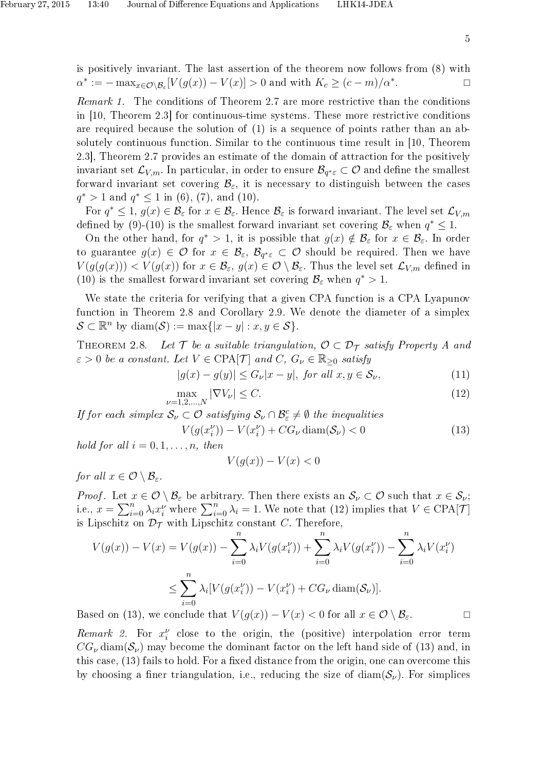is positively invariant. The last assertion of the theorem now follows from (8) with $\alpha^* := -\max_{x \in \mathcal{O} \setminus \mathcal{B}_\varepsilon}[V(g(x)) - V(x)] > 0$ and with $K_c \geq (c - m)/\alpha^*$. □

*Remark 1.* The conditions of Theorem 2.7 are more restrictive than the conditions in [10, Theorem 2.3] for continuous-time systems. These more restrictive conditions are required because the solution of (1) is a sequence of points rather than an absolutely continuous function. Similar to the continuous time result in [10, Theorem 2.3], Theorem 2.7 provides an estimate of the domain of attraction for the positively invariant set $\mathcal{L}_{V,m}$. In particular, in order to ensure $\mathcal{B}_{q^*\varepsilon} \subset \mathcal{O}$ and define the smallest forward invariant set covering $\mathcal{B}_\varepsilon$, it is necessary to distinguish between the cases $q^* > 1$ and $q^* \leq 1$ in (6), (7), and (10).

For $q^* \leq 1$, $g(x) \in \mathcal{B}_\varepsilon$ for $x \in \mathcal{B}_\varepsilon$. Hence $\mathcal{B}_\varepsilon$ is forward invariant. The level set $\mathcal{L}_{V,m}$ defined by (9)-(10) is the smallest forward invariant set covering $\mathcal{B}_\varepsilon$ when $q^* \leq 1$.

On the other hand, for $q^* > 1$, it is possible that $g(x) \notin \mathcal{B}_\varepsilon$ for $x \in \mathcal{B}_\varepsilon$. In order to guarantee $g(x) \in \mathcal{O}$ for $x \in \mathcal{B}_\varepsilon$, $\mathcal{B}_{q^*\varepsilon} \subset \mathcal{O}$ should be required. Then we have $V(g(g(x))) < V(g(x))$ for $x \in \mathcal{B}_\varepsilon$, $g(x) \in \mathcal{O} \setminus \mathcal{B}_\varepsilon$. Thus the level set $\mathcal{L}_{V,m}$ defined in (10) is the smallest forward invariant set covering $\mathcal{B}_\varepsilon$ when $q^* > 1$.

We state the criteria for verifying that a given CPA function is a CPA Lyapunov function in Theorem 2.8 and Corollary 2.9. We denote the diameter of a simplex $\mathcal{S} \subset \mathbb{R}^n$ by $\operatorname{diam}(\mathcal{S}) := \max\{|x - y| : x, y \in \mathcal{S}\}$.

Theorem 2.8. *Let $\mathcal{T}$ be a suitable triangulation, $\mathcal{O} \subset \mathcal{D}_\mathcal{T}$ satisfy Property A and $\varepsilon > 0$ be a constant. Let $V \in \mathrm{CPA}[\mathcal{T}]$ and $C$, $G_\nu \in \mathbb{R}_{\geq 0}$ satisfy*

$$|g(x) - g(y)| \leq G_\nu |x - y|, \text{ for all } x, y \in \mathcal{S}_\nu, \tag{11}$$

$$\max_{\nu = 1,2,\ldots,N} |\nabla V_\nu| \leq C. \tag{12}$$

*If for each simplex $\mathcal{S}_\nu \subset \mathcal{O}$ satisfying $\mathcal{S}_\nu \cap \mathcal{B}_\varepsilon^c \neq \emptyset$ the inequalities*

$$V(g(x_i^\nu)) - V(x_i^\nu) + CG_\nu \operatorname{diam}(\mathcal{S}_\nu) < 0 \tag{13}$$

*hold for all $i = 0, 1, \ldots, n$, then*

$$V(g(x)) - V(x) < 0$$

*for all $x \in \mathcal{O} \setminus \mathcal{B}_\varepsilon$.*

*Proof.* Let $x \in \mathcal{O} \setminus \mathcal{B}_\varepsilon$ be arbitrary. Then there exists an $\mathcal{S}_\nu \subset \mathcal{O}$ such that $x \in \mathcal{S}_\nu$; i.e., $x = \sum_{i=0}^n \lambda_i x_i^\nu$ where $\sum_{i=0}^n \lambda_i = 1$. We note that (12) implies that $V \in \mathrm{CPA}[\mathcal{T}]$ is Lipschitz on $\mathcal{D}_\mathcal{T}$ with Lipschitz constant $C$. Therefore,

$$V(g(x)) - V(x) = V(g(x)) - \sum_{i=0}^n \lambda_i V(g(x_i^\nu)) + \sum_{i=0}^n \lambda_i V(g(x_i^\nu)) - \sum_{i=0}^n \lambda_i V(x_i^\nu)$$

$$\leq \sum_{i=0}^n \lambda_i [V(g(x_i^\nu)) - V(x_i^\nu) + CG_\nu \operatorname{diam}(\mathcal{S}_\nu)].$$

Based on (13), we conclude that $V(g(x)) - V(x) < 0$ for all $x \in \mathcal{O} \setminus \mathcal{B}_\varepsilon$. □

*Remark 2.* For $x_i^\nu$ close to the origin, the (positive) interpolation error term $CG_\nu \operatorname{diam}(\mathcal{S}_\nu)$ may become the dominant factor on the left hand side of (13) and, in this case, (13) fails to hold. For a fixed distance from the origin, one can overcome this by choosing a finer triangulation, i.e., reducing the size of $\operatorname{diam}(\mathcal{S}_\nu)$. For simplices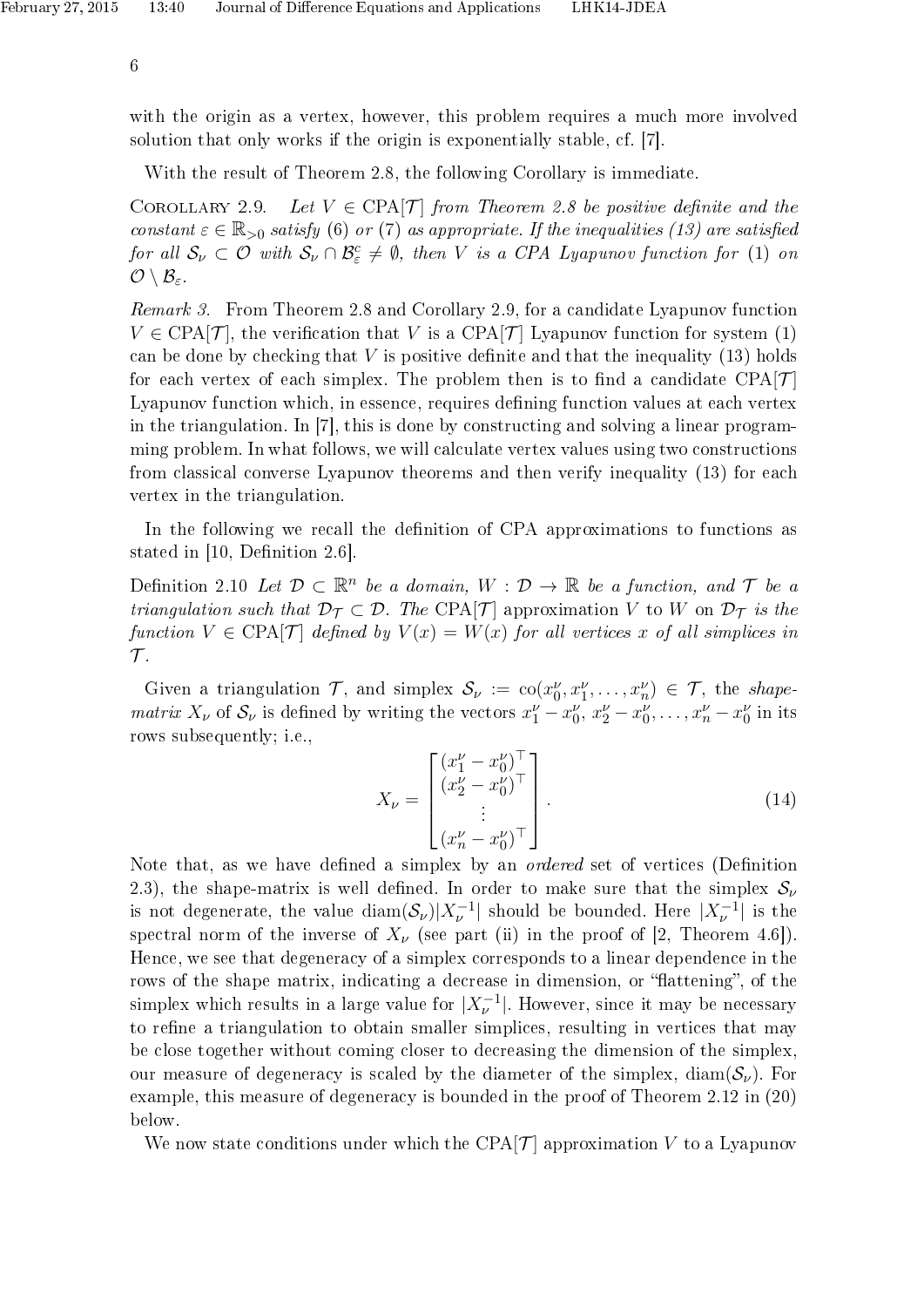with the origin as a vertex, however, this problem requires a much more involved solution that only works if the origin is exponentially stable, cf. [7].

With the result of Theorem 2.8, the following Corollary is immediate.

Corollary 2.9. *Let $V \in \mathrm{CPA}[\mathcal{T}]$ from Theorem 2.8 be positive definite and the constant $\varepsilon \in \mathbb{R}_{>0}$ satisfy (6) or (7) as appropriate. If the inequalities (13) are satisfied for all $\mathcal{S}_\nu \subset \mathcal{O}$ with $\mathcal{S}_\nu \cap \mathcal{B}_\varepsilon^c \neq \emptyset$, then $V$ is a CPA Lyapunov function for (1) on $\mathcal{O} \setminus \mathcal{B}_\varepsilon$.*

*Remark 3.* From Theorem 2.8 and Corollary 2.9, for a candidate Lyapunov function $V \in \mathrm{CPA}[\mathcal{T}]$, the verification that $V$ is a $\mathrm{CPA}[\mathcal{T}]$ Lyapunov function for system (1) can be done by checking that $V$ is positive definite and that the inequality (13) holds for each vertex of each simplex. The problem then is to find a candidate $\mathrm{CPA}[\mathcal{T}]$ Lyapunov function which, in essence, requires defining function values at each vertex in the triangulation. In [7], this is done by constructing and solving a linear programming problem. In what follows, we will calculate vertex values using two constructions from classical converse Lyapunov theorems and then verify inequality (13) for each vertex in the triangulation.

In the following we recall the definition of CPA approximations to functions as stated in [10, Definition 2.6].

Definition 2.10 *Let $\mathcal{D} \subset \mathbb{R}^n$ be a domain, $W : \mathcal{D} \to \mathbb{R}$ be a function, and $\mathcal{T}$ be a triangulation such that $\mathcal{D}_\mathcal{T} \subset \mathcal{D}$. The* $\mathrm{CPA}[\mathcal{T}]$ approximation *$V$ to $W$ on $\mathcal{D}_\mathcal{T}$ is the function $V \in \mathrm{CPA}[\mathcal{T}]$ defined by $V(x) = W(x)$ for all vertices $x$ of all simplices in $\mathcal{T}$.*

Given a triangulation $\mathcal{T}$, and simplex $\mathcal{S}_\nu := \mathrm{co}(x_0^\nu, x_1^\nu, \ldots, x_n^\nu) \in \mathcal{T}$, the *shape-matrix* $X_\nu$ of $\mathcal{S}_\nu$ is defined by writing the vectors $x_1^\nu - x_0^\nu, x_2^\nu - x_0^\nu, \ldots, x_n^\nu - x_0^\nu$ in its rows subsequently; i.e.,

$$X_\nu = \begin{bmatrix} (x_1^\nu - x_0^\nu)^\top \\ (x_2^\nu - x_0^\nu)^\top \\ \vdots \\ (x_n^\nu - x_0^\nu)^\top \end{bmatrix}. \tag{14}$$

Note that, as we have defined a simplex by an *ordered* set of vertices (Definition 2.3), the shape-matrix is well defined. In order to make sure that the simplex $\mathcal{S}_\nu$ is not degenerate, the value $\mathrm{diam}(\mathcal{S}_\nu)|X_\nu^{-1}|$ should be bounded. Here $|X_\nu^{-1}|$ is the spectral norm of the inverse of $X_\nu$ (see part (ii) in the proof of [2, Theorem 4.6]). Hence, we see that degeneracy of a simplex corresponds to a linear dependence in the rows of the shape matrix, indicating a decrease in dimension, or "flattening", of the simplex which results in a large value for $|X_\nu^{-1}|$. However, since it may be necessary to refine a triangulation to obtain smaller simplices, resulting in vertices that may be close together without coming closer to decreasing the dimension of the simplex, our measure of degeneracy is scaled by the diameter of the simplex, $\mathrm{diam}(\mathcal{S}_\nu)$. For example, this measure of degeneracy is bounded in the proof of Theorem 2.12 in (20) below.

We now state conditions under which the $\mathrm{CPA}[\mathcal{T}]$ approximation $V$ to a Lyapunov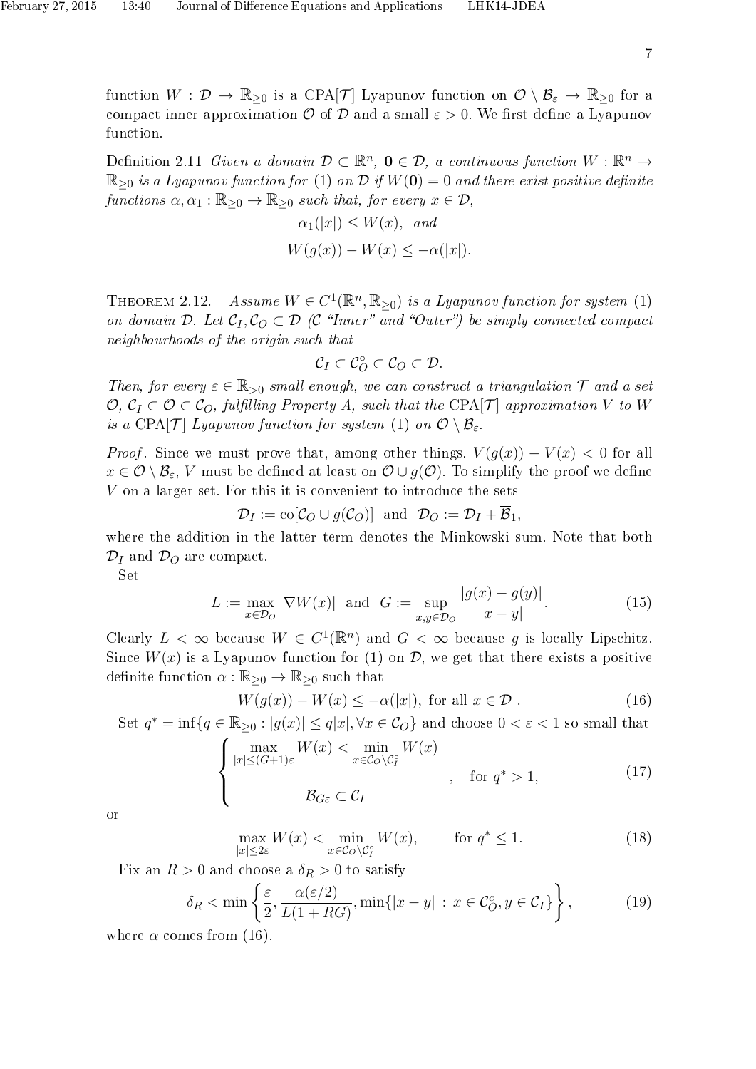function $W : \mathcal{D} \to \mathbb{R}_{\geq 0}$ is a CPA[$\mathcal{T}$] Lyapunov function on $\mathcal{O} \setminus \mathcal{B}_\varepsilon \to \mathbb{R}_{\geq 0}$ for a compact inner approximation $\mathcal{O}$ of $\mathcal{D}$ and a small $\varepsilon > 0$. We first define a Lyapunov function.

Definition 2.11 *Given a domain $\mathcal{D} \subset \mathbb{R}^n$, $\mathbf{0} \in \mathcal{D}$, a continuous function $W : \mathbb{R}^n \to \mathbb{R}_{\geq 0}$ is a Lyapunov function for* (1) *on $\mathcal{D}$ if $W(\mathbf{0}) = 0$ and there exist positive definite functions $\alpha, \alpha_1 : \mathbb{R}_{\geq 0} \to \mathbb{R}_{\geq 0}$ such that, for every $x \in \mathcal{D}$,*

$$\alpha_1(|x|) \leq W(x), \ \ \text{and}$$

$$W(g(x)) - W(x) \leq -\alpha(|x|).$$

Theorem 2.12. *Assume $W \in C^1(\mathbb{R}^n, \mathbb{R}_{\geq 0})$ is a Lyapunov function for system* (1) *on domain $\mathcal{D}$. Let $\mathcal{C}_I, \mathcal{C}_O \subset \mathcal{D}$ ($\mathcal{C}$ "Inner" and "Outer") be simply connected compact neighbourhoods of the origin such that*

$$\mathcal{C}_I \subset \mathcal{C}_O^\circ \subset \mathcal{C}_O \subset \mathcal{D}.$$

*Then, for every $\varepsilon \in \mathbb{R}_{>0}$ small enough, we can construct a triangulation $\mathcal{T}$ and a set $\mathcal{O}$, $\mathcal{C}_I \subset \mathcal{O} \subset \mathcal{C}_O$, fulfilling Property A, such that the* CPA[$\mathcal{T}$] *approximation $V$ to $W$ is a* CPA[$\mathcal{T}$] *Lyapunov function for system* (1) *on $\mathcal{O} \setminus \mathcal{B}_\varepsilon$.*

*Proof*. Since we must prove that, among other things, $V(g(x)) - V(x) < 0$ for all $x \in \mathcal{O} \setminus \mathcal{B}_\varepsilon$, $V$ must be defined at least on $\mathcal{O} \cup g(\mathcal{O})$. To simplify the proof we define $V$ on a larger set. For this it is convenient to introduce the sets

$$\mathcal{D}_I := \text{co}[\mathcal{C}_O \cup g(\mathcal{C}_O)] \ \text{ and } \ \mathcal{D}_O := \mathcal{D}_I + \overline{\mathcal{B}}_1,$$

where the addition in the latter term denotes the Minkowski sum. Note that both $\mathcal{D}_I$ and $\mathcal{D}_O$ are compact.

Set

$$L := \max_{x \in \mathcal{D}_O} |\nabla W(x)| \ \text{ and } \ G := \sup_{x,y \in \mathcal{D}_O} \frac{|g(x) - g(y)|}{|x - y|}. \tag{15}$$

Clearly $L < \infty$ because $W \in C^1(\mathbb{R}^n)$ and $G < \infty$ because $g$ is locally Lipschitz. Since $W(x)$ is a Lyapunov function for (1) on $\mathcal{D}$, we get that there exists a positive definite function $\alpha : \mathbb{R}_{\geq 0} \to \mathbb{R}_{\geq 0}$ such that

$$W(g(x)) - W(x) \leq -\alpha(|x|), \text{ for all } x \in \mathcal{D}\ . \tag{16}$$

Set $q^* = \inf\{q \in \mathbb{R}_{\geq 0} : |g(x)| \leq q|x|, \forall x \in \mathcal{C}_O\}$ and choose $0 < \varepsilon < 1$ so small that

$$\begin{cases} \max\limits_{|x| \leq (G+1)\varepsilon} W(x) < \min\limits_{x \in \mathcal{C}_O \setminus \mathcal{C}_I^\circ} W(x) \\ \\ \mathcal{B}_{G\varepsilon} \subset \mathcal{C}_I \end{cases}, \quad \text{for } q^* > 1, \tag{17}$$

or

$$\max_{|x| \leq 2\varepsilon} W(x) < \min_{x \in \mathcal{C}_O \setminus \mathcal{C}_I^\circ} W(x), \qquad \text{for } q^* \leq 1. \tag{18}$$

Fix an $R > 0$ and choose a $\delta_R > 0$ to satisfy

$$\delta_R < \min\left\{\frac{\varepsilon}{2}, \frac{\alpha(\varepsilon/2)}{L(1 + RG)}, \min\{|x - y| \ : \ x \in \mathcal{C}_O^c, y \in \mathcal{C}_I\}\right\}, \tag{19}$$

where $\alpha$ comes from (16).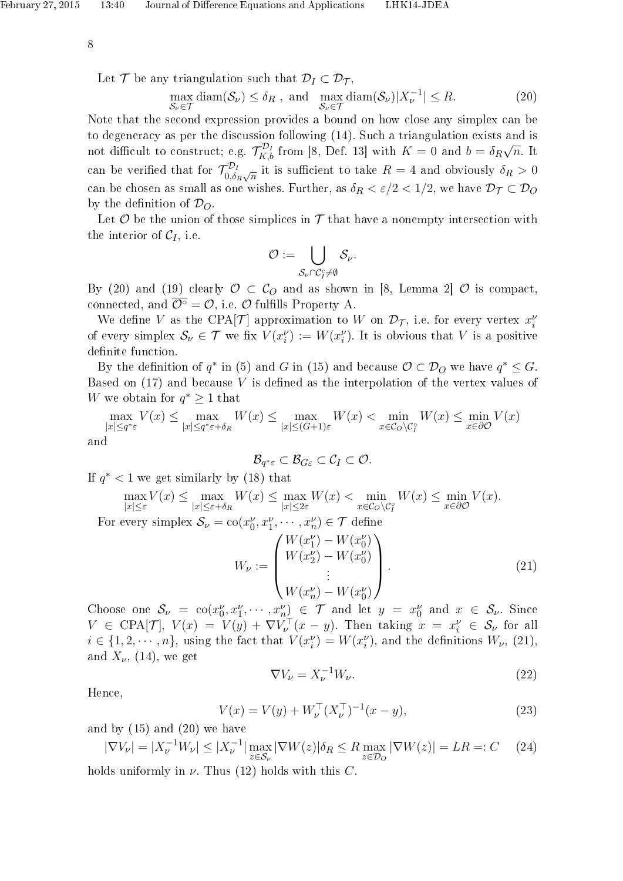Let $\mathcal{T}$ be any triangulation such that $\mathcal{D}_I \subset \mathcal{D}_\mathcal{T}$,

$$\max_{\mathcal{S}_\nu \in \mathcal{T}} \mathrm{diam}(\mathcal{S}_\nu) \leq \delta_R \text{ , and } \max_{\mathcal{S}_\nu \in \mathcal{T}} \mathrm{diam}(\mathcal{S}_\nu)|X_\nu^{-1}| \leq R. \tag{20}$$

Note that the second expression provides a bound on how close any simplex can be to degeneracy as per the discussion following (14). Such a triangulation exists and is not difficult to construct; e.g. $\mathcal{T}_{K,b}^{\mathcal{D}_I}$ from [8, Def. 13] with $K = 0$ and $b = \delta_R\sqrt{n}$. It can be verified that for $\mathcal{T}_{0,\delta_R\sqrt{n}}^{\mathcal{D}_I}$ it is sufficient to take $R = 4$ and obviously $\delta_R > 0$ can be chosen as small as one wishes. Further, as $\delta_R < \varepsilon/2 < 1/2$, we have $\mathcal{D}_\mathcal{T} \subset \mathcal{D}_O$ by the definition of $\mathcal{D}_O$.

Let $\mathcal{O}$ be the union of those simplices in $\mathcal{T}$ that have a nonempty intersection with the interior of $\mathcal{C}_I$, i.e.

$$\mathcal{O} := \bigcup_{\mathcal{S}_\nu \cap \mathcal{C}_I^\circ \neq \emptyset} \mathcal{S}_\nu.$$

By (20) and (19) clearly $\mathcal{O} \subset \mathcal{C}_O$ and as shown in [8, Lemma 2] $\mathcal{O}$ is compact, connected, and $\overline{\mathcal{O}^\circ} = \mathcal{O}$, i.e. $\mathcal{O}$ fulfills Property A.

We define $V$ as the CPA[$\mathcal{T}$] approximation to $W$ on $\mathcal{D}_\mathcal{T}$, i.e. for every vertex $x_i^\nu$ of every simplex $\mathcal{S}_\nu \in \mathcal{T}$ we fix $V(x_i^\nu) := W(x_i^\nu)$. It is obvious that $V$ is a positive definite function.

By the definition of $q^*$ in (5) and $G$ in (15) and because $\mathcal{O} \subset \mathcal{D}_O$ we have $q^* \leq G$. Based on (17) and because $V$ is defined as the interpolation of the vertex values of $W$ we obtain for $q^* \geq 1$ that

$$\max_{|x| \leq q^*\varepsilon} V(x) \leq \max_{|x| \leq q^*\varepsilon + \delta_R} W(x) \leq \max_{|x| \leq (G+1)\varepsilon} W(x) < \min_{x \in \mathcal{C}_O \setminus \mathcal{C}_I^\circ} W(x) \leq \min_{x \in \partial\mathcal{O}} V(x)$$

and

$$\mathcal{B}_{q^*\varepsilon} \subset \mathcal{B}_{G\varepsilon} \subset \mathcal{C}_I \subset \mathcal{O}.$$

If $q^* < 1$ we get similarly by (18) that

$$\max_{|x| \leq \varepsilon} V(x) \leq \max_{|x| \leq \varepsilon + \delta_R} W(x) \leq \max_{|x| \leq 2\varepsilon} W(x) < \min_{x \in \mathcal{C}_O \setminus \mathcal{C}_I^\circ} W(x) \leq \min_{x \in \partial\mathcal{O}} V(x).$$

For every simplex $\mathcal{S}_\nu = \mathrm{co}(x_0^\nu, x_1^\nu, \cdots, x_n^\nu) \in \mathcal{T}$ define

$$W_\nu := \begin{pmatrix} W(x_1^\nu) - W(x_0^\nu) \\ W(x_2^\nu) - W(x_0^\nu) \\ \vdots \\ W(x_n^\nu) - W(x_0^\nu) \end{pmatrix}. \tag{21}$$

Choose one $\mathcal{S}_\nu = \mathrm{co}(x_0^\nu, x_1^\nu, \cdots, x_n^\nu) \in \mathcal{T}$ and let $y = x_0^\nu$ and $x \in \mathcal{S}_\nu$. Since $V \in \mathrm{CPA}[\mathcal{T}]$, $V(x) = V(y) + \nabla V_\nu^\top (x - y)$. Then taking $x = x_i^\nu \in \mathcal{S}_\nu$ for all $i \in \{1, 2, \cdots, n\}$, using the fact that $V(x_i^\nu) = W(x_i^\nu)$, and the definitions $W_\nu$, (21), and $X_\nu$, (14), we get

$$\nabla V_\nu = X_\nu^{-1} W_\nu. \tag{22}$$

Hence,

$$V(x) = V(y) + W_\nu^\top (X_\nu^\top)^{-1}(x - y), \tag{23}$$

and by (15) and (20) we have

$$|\nabla V_\nu| = |X_\nu^{-1} W_\nu| \leq |X_\nu^{-1}| \max_{z \in \mathcal{S}_\nu} |\nabla W(z)| \delta_R \leq R \max_{z \in \mathcal{D}_O} |\nabla W(z)| = LR =: C \tag{24}$$

holds uniformly in $\nu$. Thus (12) holds with this $C$.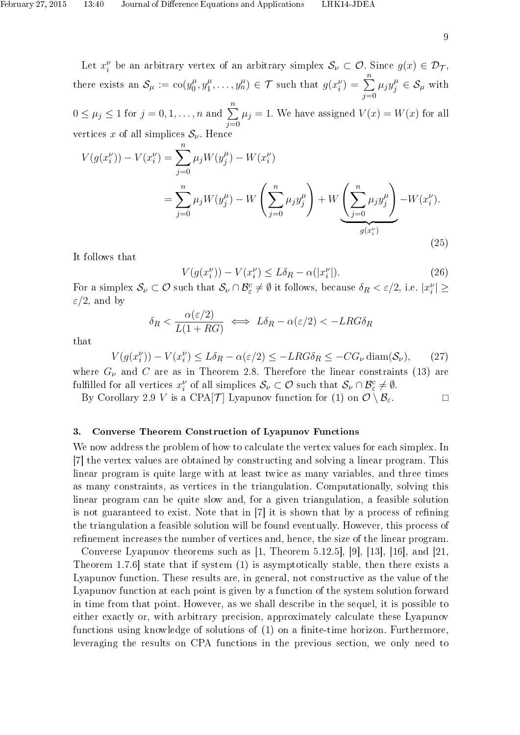Let $x_i^\nu$ be an arbitrary vertex of an arbitrary simplex $\mathcal{S}_\nu \subset \mathcal{O}$. Since $g(x) \in \mathcal{D}_\mathcal{T}$, there exists an $\mathcal{S}_\mu := \mathrm{co}(y_0^\mu, y_1^\mu, \ldots, y_n^\mu) \in \mathcal{T}$ such that $g(x_i^\nu) = \sum_{j=0}^{n} \mu_j y_j^\mu \in \mathcal{S}_\mu$ with $0 \leq \mu_j \leq 1$ for $j = 0, 1, \ldots, n$ and $\sum_{j=0}^{n} \mu_j = 1$. We have assigned $V(x) = W(x)$ for all vertices $x$ of all simplices $\mathcal{S}_\nu$. Hence

$$
\begin{aligned}
V(g(x_i^\nu)) - V(x_i^\nu) &= \sum_{j=0}^{n} \mu_j W(y_j^\mu) - W(x_i^\nu) \\
&= \sum_{j=0}^{n} \mu_j W(y_j^\mu) - W\left(\sum_{j=0}^{n} \mu_j y_j^\mu\right) + W\underbrace{\left(\sum_{j=0}^{n} \mu_j y_j^\mu\right)}_{g(x_i^\nu)} - W(x_i^\nu).
\end{aligned}
\tag{25}
$$

It follows that

$$
V(g(x_i^\nu)) - V(x_i^\nu) \leq L\delta_R - \alpha(|x_i^\nu|). \tag{26}
$$

For a simplex $\mathcal{S}_\nu \subset \mathcal{O}$ such that $\mathcal{S}_\nu \cap \mathcal{B}_\varepsilon^c \neq \emptyset$ it follows, because $\delta_R < \varepsilon/2$, i.e. $|x_i^\nu| \geq \varepsilon/2$, and by

$$
\delta_R < \frac{\alpha(\varepsilon/2)}{L(1 + RG)} \iff L\delta_R - \alpha(\varepsilon/2) < -LRG\delta_R
$$

that

$$
V(g(x_i^\nu)) - V(x_i^\nu) \leq L\delta_R - \alpha(\varepsilon/2) \leq -LRG\delta_R \leq -CG_\nu \operatorname{diam}(\mathcal{S}_\nu), \tag{27}
$$

where $G_\nu$ and $C$ are as in Theorem 2.8. Therefore the linear constraints (13) are fulfilled for all vertices $x_i^\nu$ of all simplices $\mathcal{S}_\nu \subset \mathcal{O}$ such that $\mathcal{S}_\nu \cap \mathcal{B}_\varepsilon^c \neq \emptyset$.

By Corollary 2.9 $V$ is a CPA[$\mathcal{T}$] Lyapunov function for (1) on $\mathcal{O} \setminus \mathcal{B}_\varepsilon$. □

## 3. Converse Theorem Construction of Lyapunov Functions

We now address the problem of how to calculate the vertex values for each simplex. In [7] the vertex values are obtained by constructing and solving a linear program. This linear program is quite large with at least twice as many variables, and three times as many constraints, as vertices in the triangulation. Computationally, solving this linear program can be quite slow and, for a given triangulation, a feasible solution is not guaranteed to exist. Note that in [7] it is shown that by a process of refining the triangulation a feasible solution will be found eventually. However, this process of refinement increases the number of vertices and, hence, the size of the linear program.

Converse Lyapunov theorems such as [1, Theorem 5.12.5], [9], [13], [16], and [21, Theorem 1.7.6] state that if system (1) is asymptotically stable, then there exists a Lyapunov function. These results are, in general, not constructive as the value of the Lyapunov function at each point is given by a function of the system solution forward in time from that point. However, as we shall describe in the sequel, it is possible to either exactly or, with arbitrary precision, approximately calculate these Lyapunov functions using knowledge of solutions of (1) on a finite-time horizon. Furthermore, leveraging the results on CPA functions in the previous section, we only need to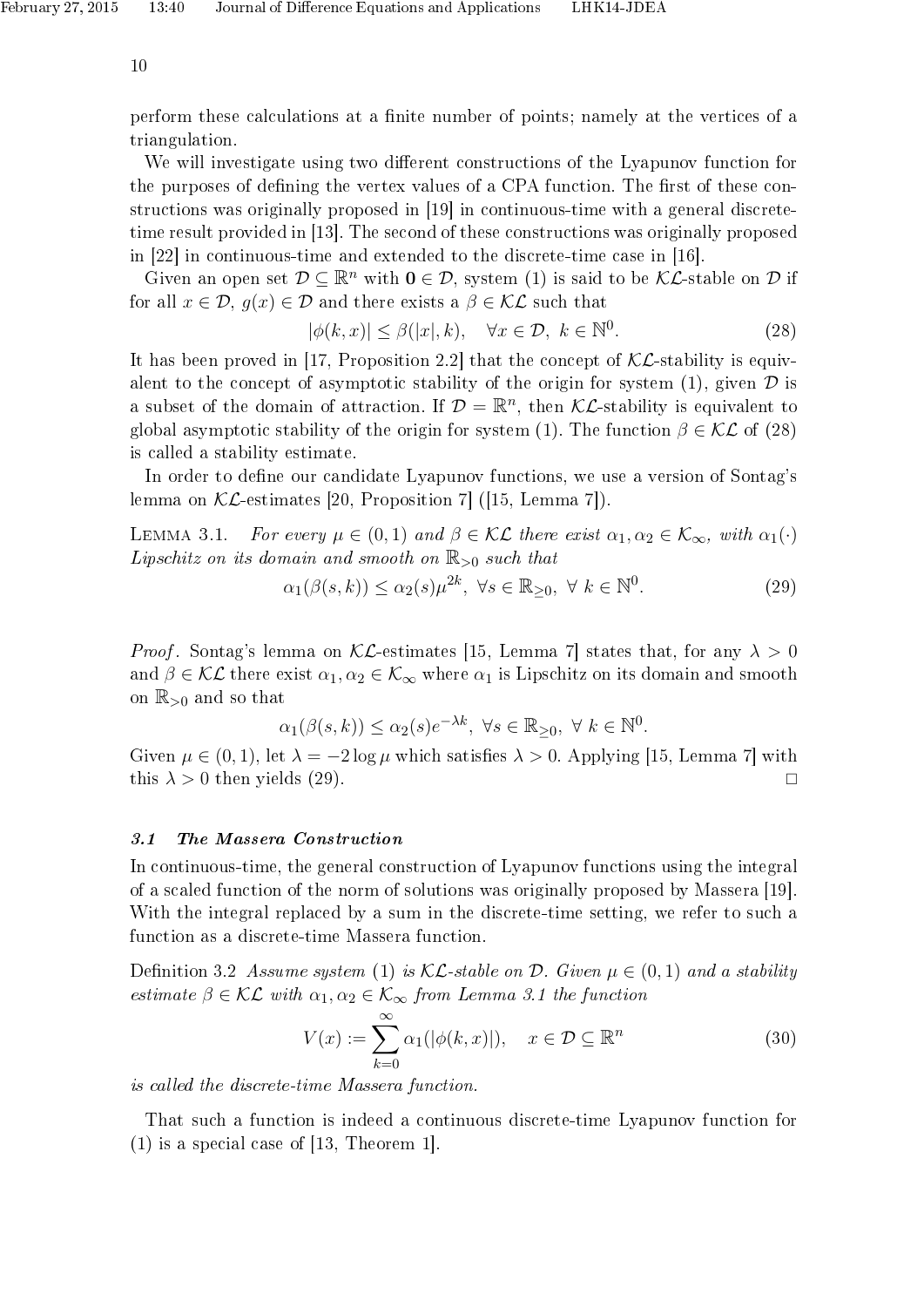perform these calculations at a finite number of points; namely at the vertices of a triangulation.

We will investigate using two different constructions of the Lyapunov function for the purposes of defining the vertex values of a CPA function. The first of these constructions was originally proposed in [19] in continuous-time with a general discrete-time result provided in [13]. The second of these constructions was originally proposed in [22] in continuous-time and extended to the discrete-time case in [16].

Given an open set $\mathcal{D} \subseteq \mathbb{R}^n$ with $\mathbf{0} \in \mathcal{D}$, system (1) is said to be $\mathcal{KL}$-stable on $\mathcal{D}$ if for all $x \in \mathcal{D}$, $g(x) \in \mathcal{D}$ and there exists a $\beta \in \mathcal{KL}$ such that

$$|\phi(k, x)| \leq \beta(|x|, k), \quad \forall x \in \mathcal{D},\ k \in \mathbb{N}^0. \tag{28}$$

It has been proved in [17, Proposition 2.2] that the concept of $\mathcal{KL}$-stability is equivalent to the concept of asymptotic stability of the origin for system (1), given $\mathcal{D}$ is a subset of the domain of attraction. If $\mathcal{D} = \mathbb{R}^n$, then $\mathcal{KL}$-stability is equivalent to global asymptotic stability of the origin for system (1). The function $\beta \in \mathcal{KL}$ of (28) is called a stability estimate.

In order to define our candidate Lyapunov functions, we use a version of Sontag's lemma on $\mathcal{KL}$-estimates [20, Proposition 7] ([15, Lemma 7]).

Lemma 3.1. *For every $\mu \in (0, 1)$ and $\beta \in \mathcal{KL}$ there exist $\alpha_1, \alpha_2 \in \mathcal{K}_\infty$, with $\alpha_1(\cdot)$ Lipschitz on its domain and smooth on $\mathbb{R}_{>0}$ such that*

$$\alpha_1(\beta(s, k)) \leq \alpha_2(s)\mu^{2k},\ \forall s \in \mathbb{R}_{\geq 0},\ \forall\ k \in \mathbb{N}^0. \tag{29}$$

*Proof*. Sontag's lemma on $\mathcal{KL}$-estimates [15, Lemma 7] states that, for any $\lambda > 0$ and $\beta \in \mathcal{KL}$ there exist $\alpha_1, \alpha_2 \in \mathcal{K}_\infty$ where $\alpha_1$ is Lipschitz on its domain and smooth on $\mathbb{R}_{>0}$ and so that

$$\alpha_1(\beta(s, k)) \leq \alpha_2(s)e^{-\lambda k},\ \forall s \in \mathbb{R}_{\geq 0},\ \forall\ k \in \mathbb{N}^0.$$

Given $\mu \in (0, 1)$, let $\lambda = -2 \log \mu$ which satisfies $\lambda > 0$. Applying [15, Lemma 7] with this $\lambda > 0$ then yields (29). □

### 3.1 The Massera Construction

In continuous-time, the general construction of Lyapunov functions using the integral of a scaled function of the norm of solutions was originally proposed by Massera [19]. With the integral replaced by a sum in the discrete-time setting, we refer to such a function as a discrete-time Massera function.

Definition 3.2 *Assume system (1) is $\mathcal{KL}$-stable on $\mathcal{D}$. Given $\mu \in (0, 1)$ and a stability estimate $\beta \in \mathcal{KL}$ with $\alpha_1, \alpha_2 \in \mathcal{K}_\infty$ from Lemma 3.1 the function*

$$V(x) := \sum_{k=0}^{\infty} \alpha_1(|\phi(k, x)|), \quad x \in \mathcal{D} \subseteq \mathbb{R}^n \tag{30}$$

*is called the discrete-time Massera function.*

That such a function is indeed a continuous discrete-time Lyapunov function for (1) is a special case of [13, Theorem 1].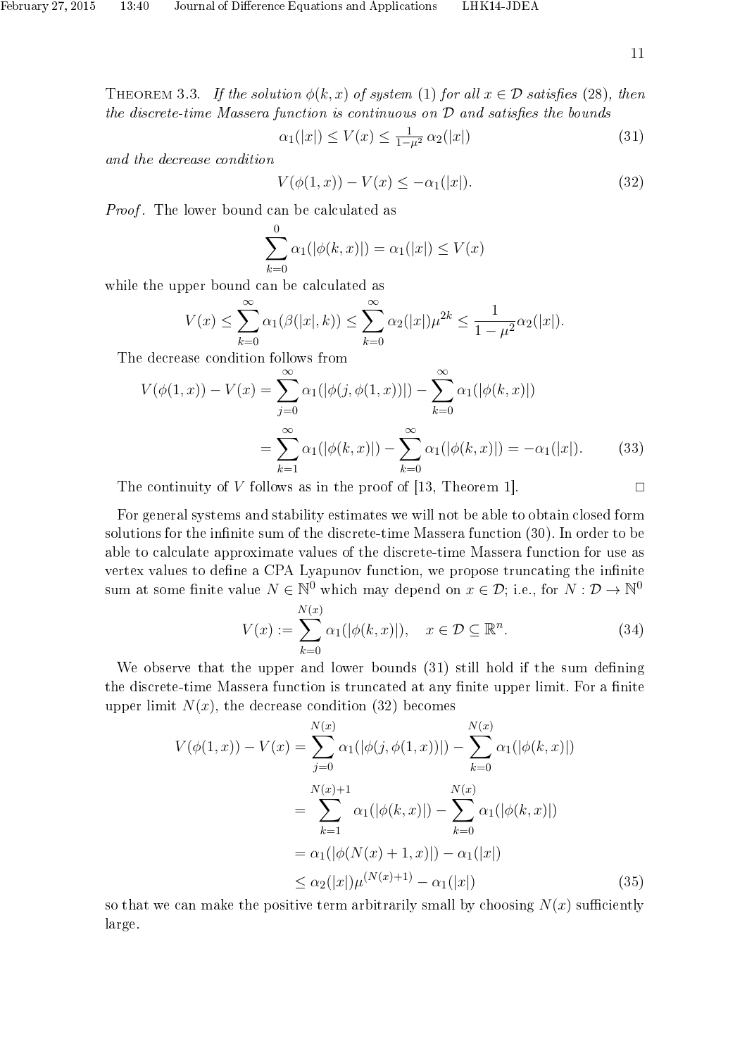Theorem 3.3. *If the solution $\phi(k, x)$ of system (1) for all $x \in \mathcal{D}$ satisfies (28), then the discrete-time Massera function is continuous on $\mathcal{D}$ and satisfies the bounds*

$$\alpha_1(|x|) \leq V(x) \leq \tfrac{1}{1-\mu^2}\, \alpha_2(|x|) \tag{31}$$

*and the decrease condition*

$$V(\phi(1, x)) - V(x) \leq -\alpha_1(|x|). \tag{32}$$

*Proof*. The lower bound can be calculated as

$$\sum_{k=0}^{0} \alpha_1(|\phi(k, x)|) = \alpha_1(|x|) \leq V(x)$$

while the upper bound can be calculated as

$$V(x) \leq \sum_{k=0}^{\infty} \alpha_1(\beta(|x|, k)) \leq \sum_{k=0}^{\infty} \alpha_2(|x|)\mu^{2k} \leq \frac{1}{1-\mu^2}\alpha_2(|x|).$$

The decrease condition follows from

$$\begin{aligned} V(\phi(1, x)) - V(x) &= \sum_{j=0}^{\infty} \alpha_1(|\phi(j, \phi(1, x))|) - \sum_{k=0}^{\infty} \alpha_1(|\phi(k, x)|) \\ &= \sum_{k=1}^{\infty} \alpha_1(|\phi(k, x)|) - \sum_{k=0}^{\infty} \alpha_1(|\phi(k, x)|) = -\alpha_1(|x|). \end{aligned} \tag{33}$$

The continuity of $V$ follows as in the proof of [13, Theorem 1]. □

For general systems and stability estimates we will not be able to obtain closed form solutions for the infinite sum of the discrete-time Massera function (30). In order to be able to calculate approximate values of the discrete-time Massera function for use as vertex values to define a CPA Lyapunov function, we propose truncating the infinite sum at some finite value $N \in \mathbb{N}^0$ which may depend on $x \in \mathcal{D}$; i.e., for $N : \mathcal{D} \to \mathbb{N}^0$

$$V(x) := \sum_{k=0}^{N(x)} \alpha_1(|\phi(k, x)|), \quad x \in \mathcal{D} \subseteq \mathbb{R}^n. \tag{34}$$

We observe that the upper and lower bounds (31) still hold if the sum defining the discrete-time Massera function is truncated at any finite upper limit. For a finite upper limit $N(x)$, the decrease condition (32) becomes

$$\begin{aligned} V(\phi(1, x)) - V(x) &= \sum_{j=0}^{N(x)} \alpha_1(|\phi(j, \phi(1, x))|) - \sum_{k=0}^{N(x)} \alpha_1(|\phi(k, x)|) \\ &= \sum_{k=1}^{N(x)+1} \alpha_1(|\phi(k, x)|) - \sum_{k=0}^{N(x)} \alpha_1(|\phi(k, x)|) \\ &= \alpha_1(|\phi(N(x)+1, x)|) - \alpha_1(|x|) \\ &\leq \alpha_2(|x|)\mu^{(N(x)+1)} - \alpha_1(|x|) \end{aligned} \tag{35}$$

so that we can make the positive term arbitrarily small by choosing $N(x)$ sufficiently large.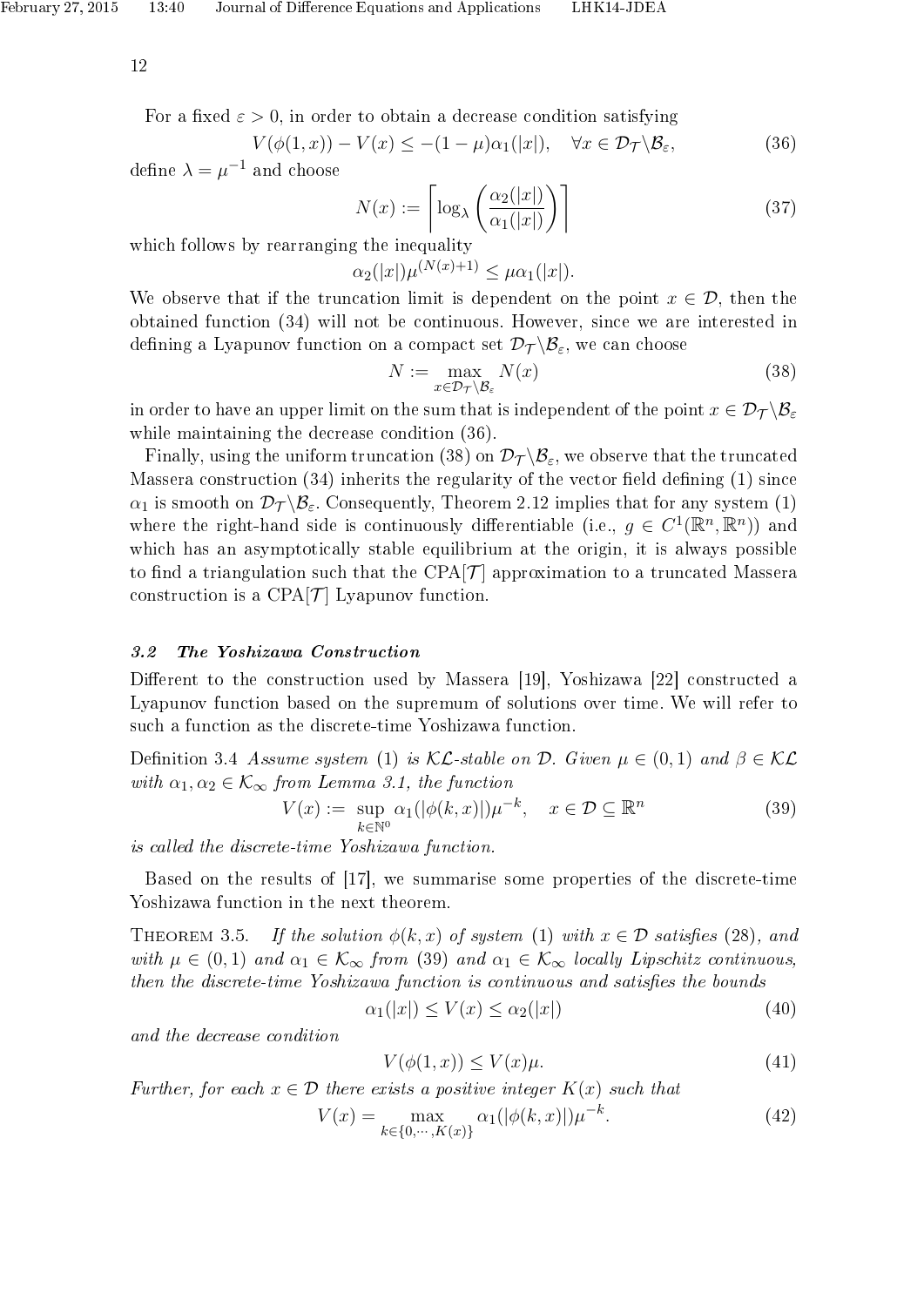For a fixed $\varepsilon > 0$, in order to obtain a decrease condition satisfying

$$V(\phi(1,x)) - V(x) \leq -(1-\mu)\alpha_1(|x|), \quad \forall x \in \mathcal{D}_{\mathcal{T}} \backslash \mathcal{B}_{\varepsilon}, \tag{36}$$

define $\lambda = \mu^{-1}$ and choose

$$N(x) := \left\lceil \log_{\lambda} \left( \frac{\alpha_2(|x|)}{\alpha_1(|x|)} \right) \right\rceil \tag{37}$$

which follows by rearranging the inequality

$$\alpha_2(|x|)\mu^{(N(x)+1)} \leq \mu\alpha_1(|x|).$$

We observe that if the truncation limit is dependent on the point $x \in \mathcal{D}$, then the obtained function (34) will not be continuous. However, since we are interested in defining a Lyapunov function on a compact set $\mathcal{D}_{\mathcal{T}} \backslash \mathcal{B}_{\varepsilon}$, we can choose

$$N := \max_{x \in \mathcal{D}_{\mathcal{T}} \backslash \mathcal{B}_{\varepsilon}} N(x) \tag{38}$$

in order to have an upper limit on the sum that is independent of the point $x \in \mathcal{D}_{\mathcal{T}} \backslash \mathcal{B}_{\varepsilon}$ while maintaining the decrease condition (36).

Finally, using the uniform truncation (38) on $\mathcal{D}_{\mathcal{T}} \backslash \mathcal{B}_{\varepsilon}$, we observe that the truncated Massera construction (34) inherits the regularity of the vector field defining (1) since $\alpha_1$ is smooth on $\mathcal{D}_{\mathcal{T}} \backslash \mathcal{B}_{\varepsilon}$. Consequently, Theorem 2.12 implies that for any system (1) where the right-hand side is continuously differentiable (i.e., $g \in C^1(\mathbb{R}^n, \mathbb{R}^n)$) and which has an asymptotically stable equilibrium at the origin, it is always possible to find a triangulation such that the CPA[$\mathcal{T}$] approximation to a truncated Massera construction is a CPA[$\mathcal{T}$] Lyapunov function.

### 3.2 The Yoshizawa Construction

Different to the construction used by Massera [19], Yoshizawa [22] constructed a Lyapunov function based on the supremum of solutions over time. We will refer to such a function as the discrete-time Yoshizawa function.

Definition 3.4 *Assume system (1) is $\mathcal{KL}$-stable on $\mathcal{D}$. Given $\mu \in (0,1)$ and $\beta \in \mathcal{KL}$ with $\alpha_1, \alpha_2 \in \mathcal{K}_{\infty}$ from Lemma 3.1, the function*

$$V(x) := \sup_{k \in \mathbb{N}^0} \alpha_1(|\phi(k,x)|)\mu^{-k}, \quad x \in \mathcal{D} \subseteq \mathbb{R}^n \tag{39}$$

*is called the discrete-time Yoshizawa function.*

Based on the results of [17], we summarise some properties of the discrete-time Yoshizawa function in the next theorem.

Theorem 3.5. *If the solution $\phi(k,x)$ of system (1) with $x \in \mathcal{D}$ satisfies (28), and with $\mu \in (0,1)$ and $\alpha_1 \in \mathcal{K}_{\infty}$ from (39) and $\alpha_1 \in \mathcal{K}_{\infty}$ locally Lipschitz continuous, then the discrete-time Yoshizawa function is continuous and satisfies the bounds*

$$\alpha_1(|x|) \leq V(x) \leq \alpha_2(|x|) \tag{40}$$

*and the decrease condition*

$$V(\phi(1,x)) \leq V(x)\mu. \tag{41}$$

*Further, for each $x \in \mathcal{D}$ there exists a positive integer $K(x)$ such that*

$$V(x) = \max_{k \in \{0,\cdots,K(x)\}} \alpha_1(|\phi(k,x)|)\mu^{-k}. \tag{42}$$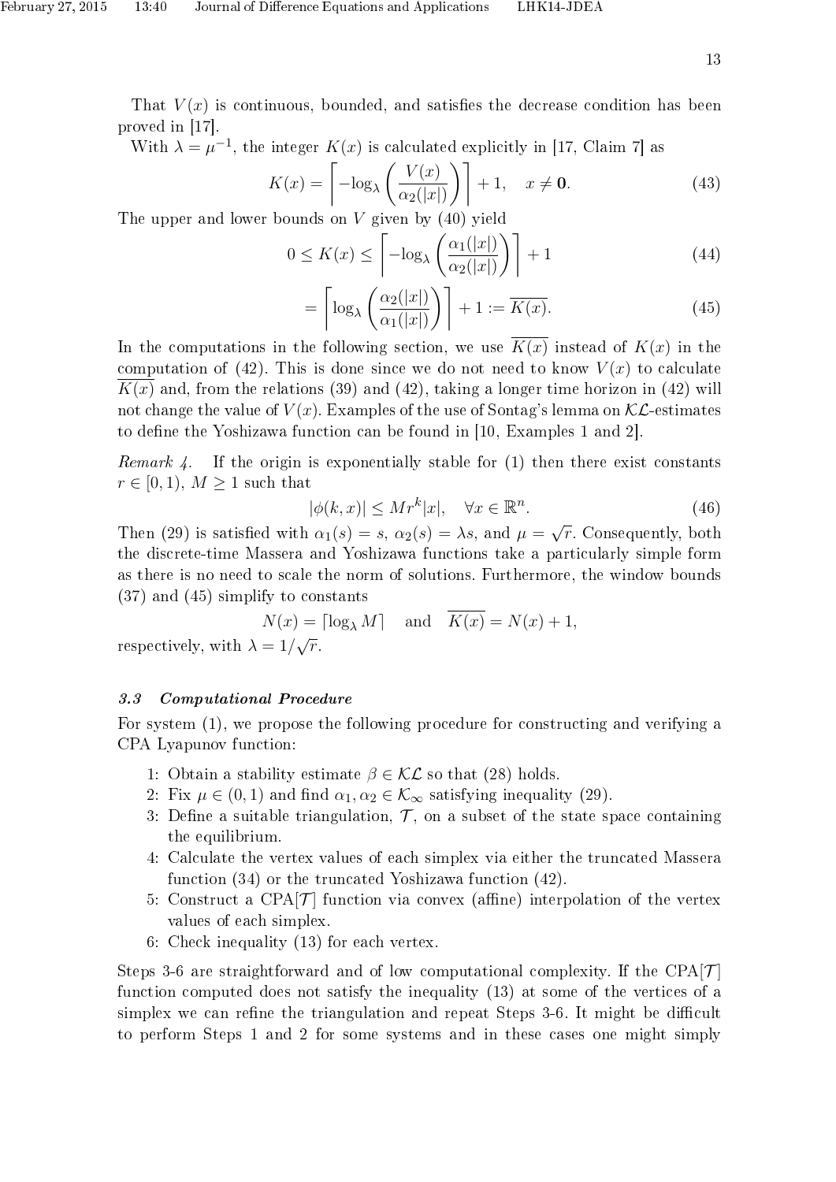That $V(x)$ is continuous, bounded, and satisfies the decrease condition has been proved in [17].

With $\lambda = \mu^{-1}$, the integer $K(x)$ is calculated explicitly in [17, Claim 7] as

$$K(x) = \left\lceil -\log_\lambda \left( \frac{V(x)}{\alpha_2(|x|)} \right) \right\rceil + 1, \quad x \neq \mathbf{0}. \tag{43}$$

The upper and lower bounds on $V$ given by (40) yield

$$0 \leq K(x) \leq \left\lceil -\log_\lambda \left( \frac{\alpha_1(|x|)}{\alpha_2(|x|)} \right) \right\rceil + 1 \tag{44}$$

$$= \left\lceil \log_\lambda \left( \frac{\alpha_2(|x|)}{\alpha_1(|x|)} \right) \right\rceil + 1 := \overline{K(x)}. \tag{45}$$

In the computations in the following section, we use $\overline{K(x)}$ instead of $K(x)$ in the computation of (42). This is done since we do not need to know $V(x)$ to calculate $\overline{K(x)}$ and, from the relations (39) and (42), taking a longer time horizon in (42) will not change the value of $V(x)$. Examples of the use of Sontag's lemma on $\mathcal{KL}$-estimates to define the Yoshizawa function can be found in [10, Examples 1 and 2].

*Remark 4.* If the origin is exponentially stable for (1) then there exist constants $r \in [0, 1)$, $M \geq 1$ such that

$$|\phi(k, x)| \leq M r^k |x|, \quad \forall x \in \mathbb{R}^n. \tag{46}$$

Then (29) is satisfied with $\alpha_1(s) = s$, $\alpha_2(s) = \lambda s$, and $\mu = \sqrt{r}$. Consequently, both the discrete-time Massera and Yoshizawa functions take a particularly simple form as there is no need to scale the norm of solutions. Furthermore, the window bounds (37) and (45) simplify to constants

$$N(x) = \lceil \log_\lambda M \rceil \quad \text{and} \quad \overline{K(x)} = N(x) + 1,$$

respectively, with $\lambda = 1/\sqrt{r}$.

### 3.3 Computational Procedure

For system (1), we propose the following procedure for constructing and verifying a CPA Lyapunov function:

1: Obtain a stability estimate $\beta \in \mathcal{KL}$ so that (28) holds.
2: Fix $\mu \in (0, 1)$ and find $\alpha_1, \alpha_2 \in \mathcal{K}_\infty$ satisfying inequality (29).
3: Define a suitable triangulation, $\mathcal{T}$, on a subset of the state space containing the equilibrium.
4: Calculate the vertex values of each simplex via either the truncated Massera function (34) or the truncated Yoshizawa function (42).
5: Construct a CPA[$\mathcal{T}$] function via convex (affine) interpolation of the vertex values of each simplex.
6: Check inequality (13) for each vertex.

Steps 3-6 are straightforward and of low computational complexity. If the CPA[$\mathcal{T}$] function computed does not satisfy the inequality (13) at some of the vertices of a simplex we can refine the triangulation and repeat Steps 3-6. It might be difficult to perform Steps 1 and 2 for some systems and in these cases one might simply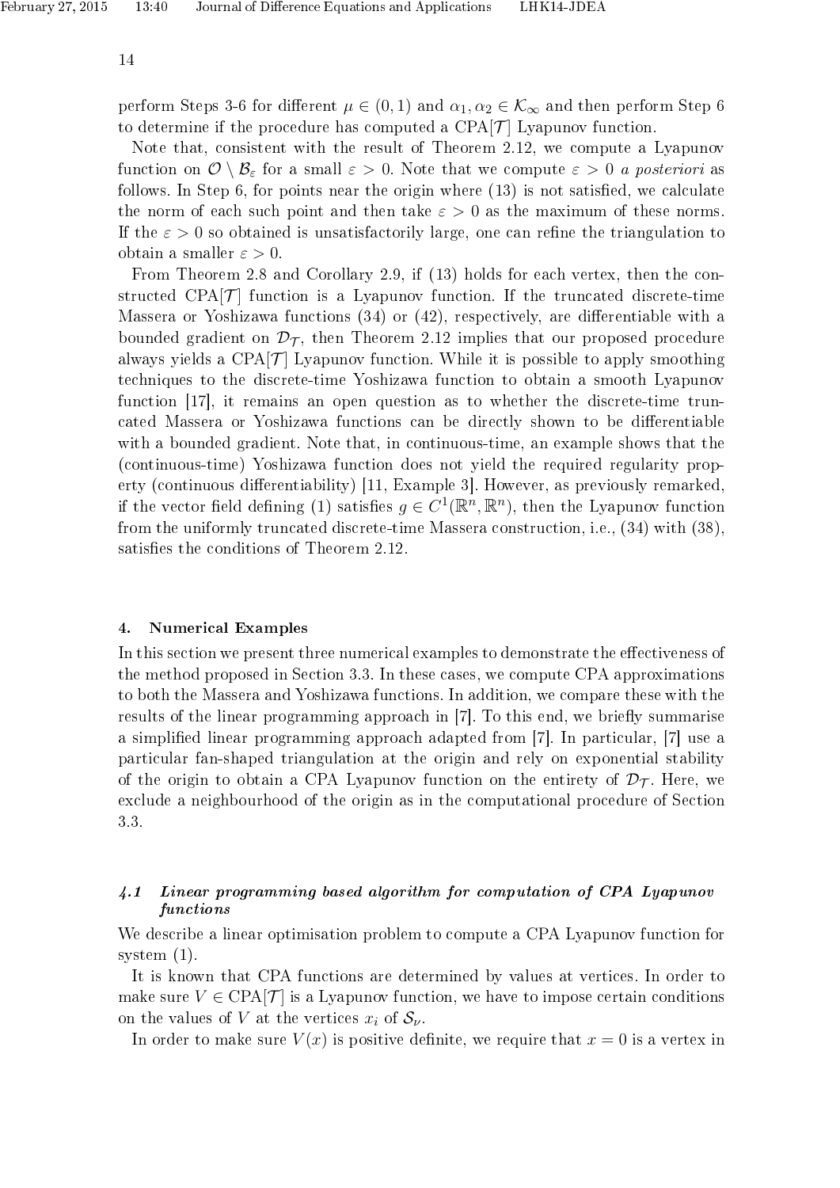perform Steps 3-6 for different $\mu \in (0,1)$ and $\alpha_1, \alpha_2 \in \mathcal{K}_\infty$ and then perform Step 6 to determine if the procedure has computed a CPA[$\mathcal{T}$] Lyapunov function.

Note that, consistent with the result of Theorem 2.12, we compute a Lyapunov function on $\mathcal{O} \setminus \mathcal{B}_\varepsilon$ for a small $\varepsilon > 0$. Note that we compute $\varepsilon > 0$ *a posteriori* as follows. In Step 6, for points near the origin where (13) is not satisfied, we calculate the norm of each such point and then take $\varepsilon > 0$ as the maximum of these norms. If the $\varepsilon > 0$ so obtained is unsatisfactorily large, one can refine the triangulation to obtain a smaller $\varepsilon > 0$.

From Theorem 2.8 and Corollary 2.9, if (13) holds for each vertex, then the constructed CPA[$\mathcal{T}$] function is a Lyapunov function. If the truncated discrete-time Massera or Yoshizawa functions (34) or (42), respectively, are differentiable with a bounded gradient on $\mathcal{D}_\mathcal{T}$, then Theorem 2.12 implies that our proposed procedure always yields a CPA[$\mathcal{T}$] Lyapunov function. While it is possible to apply smoothing techniques to the discrete-time Yoshizawa function to obtain a smooth Lyapunov function [17], it remains an open question as to whether the discrete-time truncated Massera or Yoshizawa functions can be directly shown to be differentiable with a bounded gradient. Note that, in continuous-time, an example shows that the (continuous-time) Yoshizawa function does not yield the required regularity property (continuous differentiability) [11, Example 3]. However, as previously remarked, if the vector field defining (1) satisfies $g \in C^1(\mathbb{R}^n, \mathbb{R}^n)$, then the Lyapunov function from the uniformly truncated discrete-time Massera construction, i.e., (34) with (38), satisfies the conditions of Theorem 2.12.

## 4. Numerical Examples

In this section we present three numerical examples to demonstrate the effectiveness of the method proposed in Section 3.3. In these cases, we compute CPA approximations to both the Massera and Yoshizawa functions. In addition, we compare these with the results of the linear programming approach in [7]. To this end, we briefly summarise a simplified linear programming approach adapted from [7]. In particular, [7] use a particular fan-shaped triangulation at the origin and rely on exponential stability of the origin to obtain a CPA Lyapunov function on the entirety of $\mathcal{D}_\mathcal{T}$. Here, we exclude a neighbourhood of the origin as in the computational procedure of Section 3.3.

### *4.1 Linear programming based algorithm for computation of CPA Lyapunov functions*

We describe a linear optimisation problem to compute a CPA Lyapunov function for system (1).

It is known that CPA functions are determined by values at vertices. In order to make sure $V \in \text{CPA}[\mathcal{T}]$ is a Lyapunov function, we have to impose certain conditions on the values of $V$ at the vertices $x_i$ of $\mathcal{S}_\nu$.

In order to make sure $V(x)$ is positive definite, we require that $x = 0$ is a vertex in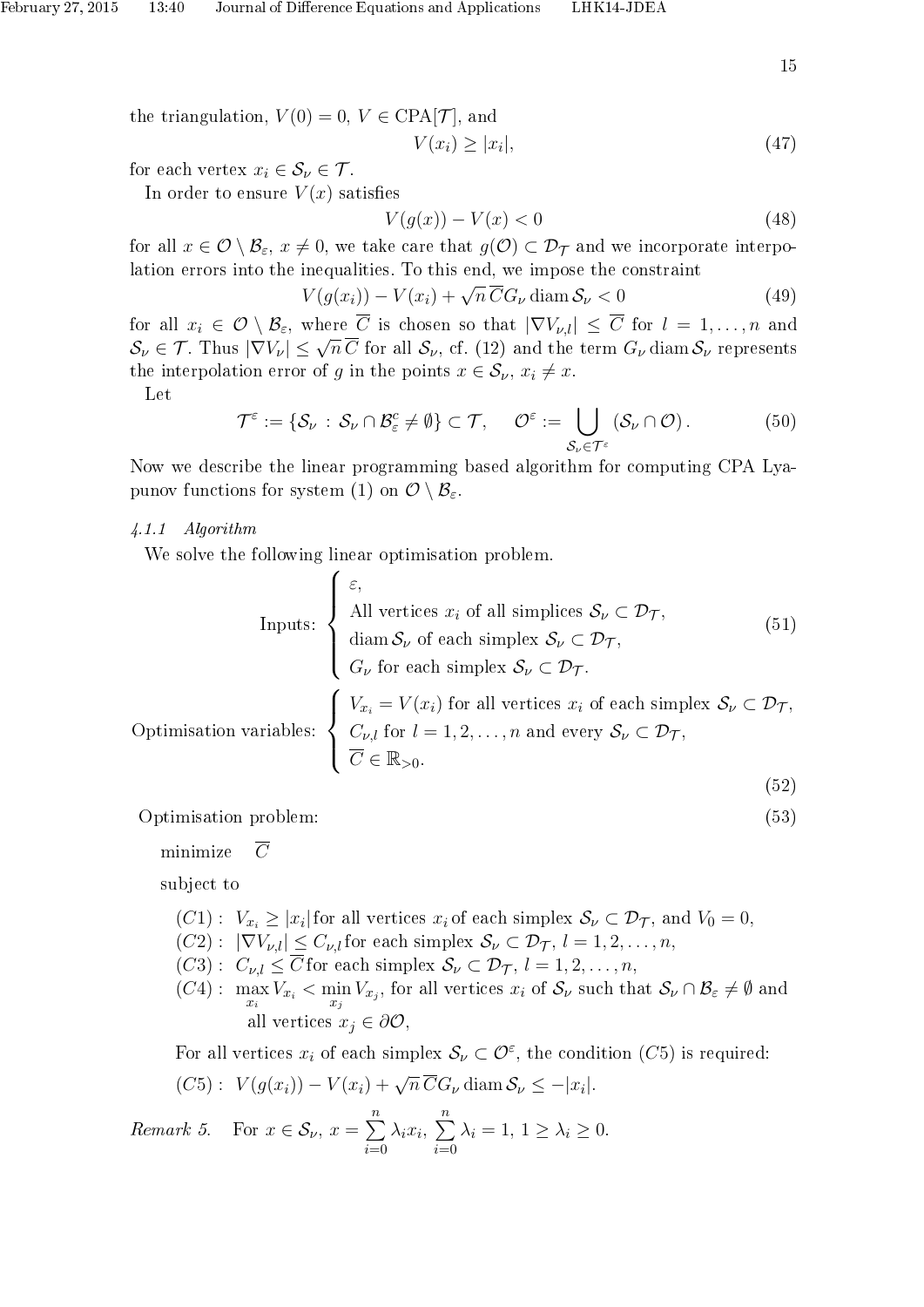the triangulation, $V(0) = 0$, $V \in \text{CPA}[\mathcal{T}]$, and

$$V(x_i) \geq |x_i|, \tag{47}$$

for each vertex $x_i \in \mathcal{S}_\nu \in \mathcal{T}$.

In order to ensure $V(x)$ satisfies

$$V(g(x)) - V(x) < 0 \tag{48}$$

for all $x \in \mathcal{O} \setminus \mathcal{B}_\varepsilon$, $x \neq 0$, we take care that $g(\mathcal{O}) \subset \mathcal{D}_\mathcal{T}$ and we incorporate interpolation errors into the inequalities. To this end, we impose the constraint

$$V(g(x_i)) - V(x_i) + \sqrt{n}\,\overline{C} G_\nu \operatorname{diam} \mathcal{S}_\nu < 0 \tag{49}$$

for all $x_i \in \mathcal{O} \setminus \mathcal{B}_\varepsilon$, where $\overline{C}$ is chosen so that $|\nabla V_{\nu,l}| \leq \overline{C}$ for $l = 1, \ldots, n$ and $\mathcal{S}_\nu \in \mathcal{T}$. Thus $|\nabla V_\nu| \leq \sqrt{n}\,\overline{C}$ for all $\mathcal{S}_\nu$, cf. (12) and the term $G_\nu \operatorname{diam} \mathcal{S}_\nu$ represents the interpolation error of $g$ in the points $x \in \mathcal{S}_\nu$, $x_i \neq x$.

Let

$$\mathcal{T}^\varepsilon := \{\mathcal{S}_\nu \,:\, \mathcal{S}_\nu \cap \mathcal{B}_\varepsilon^c \neq \emptyset\} \subset \mathcal{T}, \qquad \mathcal{O}^\varepsilon := \bigcup_{\mathcal{S}_\nu \in \mathcal{T}^\varepsilon} (\mathcal{S}_\nu \cap \mathcal{O}). \tag{50}$$

Now we describe the linear programming based algorithm for computing CPA Lyapunov functions for system (1) on $\mathcal{O} \setminus \mathcal{B}_\varepsilon$.

#### 4.1.1 Algorithm

We solve the following linear optimisation problem.

$$\text{Inputs:} \begin{cases} \varepsilon, \\ \text{All vertices } x_i \text{ of all simplices } \mathcal{S}_\nu \subset \mathcal{D}_\mathcal{T}, \\ \operatorname{diam} \mathcal{S}_\nu \text{ of each simplex } \mathcal{S}_\nu \subset \mathcal{D}_\mathcal{T}, \\ G_\nu \text{ for each simplex } \mathcal{S}_\nu \subset \mathcal{D}_\mathcal{T}. \end{cases} \tag{51}$$

$$\text{Optimisation variables:} \begin{cases} V_{x_i} = V(x_i) \text{ for all vertices } x_i \text{ of each simplex } \mathcal{S}_\nu \subset \mathcal{D}_\mathcal{T}, \\ C_{\nu,l} \text{ for } l = 1, 2, \ldots, n \text{ and every } \mathcal{S}_\nu \subset \mathcal{D}_\mathcal{T}, \\ \overline{C} \in \mathbb{R}_{>0}. \end{cases} \tag{52}$$

Optimisation problem: (53)

minimize $\quad \overline{C}$

subject to

- $(C1):\;$ $V_{x_i} \geq |x_i|$ for all vertices $x_i$ of each simplex $\mathcal{S}_\nu \subset \mathcal{D}_\mathcal{T}$, and $V_0 = 0$,
- $(C2):\;$ $|\nabla V_{\nu,l}| \leq C_{\nu,l}$ for each simplex $\mathcal{S}_\nu \subset \mathcal{D}_\mathcal{T}$, $l = 1, 2, \ldots, n$,
- $(C3):\;$ $C_{\nu,l} \leq \overline{C}$ for each simplex $\mathcal{S}_\nu \subset \mathcal{D}_\mathcal{T}$, $l = 1, 2, \ldots, n$,
- $(C4):\;$ $\max\limits_{x_i} V_{x_i} < \min\limits_{x_j} V_{x_j}$, for all vertices $x_i$ of $\mathcal{S}_\nu$ such that $\mathcal{S}_\nu \cap \mathcal{B}_\varepsilon \neq \emptyset$ and all vertices $x_j \in \partial\mathcal{O}$,

For all vertices $x_i$ of each simplex $\mathcal{S}_\nu \subset \mathcal{O}^\varepsilon$, the condition $(C5)$ is required:

$(C5):\;$ $V(g(x_i)) - V(x_i) + \sqrt{n}\,\overline{C} G_\nu \operatorname{diam} \mathcal{S}_\nu \leq -|x_i|$.

*Remark 5.* For $x \in \mathcal{S}_\nu$, $x = \sum_{i=0}^{n} \lambda_i x_i$, $\sum_{i=0}^{n} \lambda_i = 1$, $1 \geq \lambda_i \geq 0$.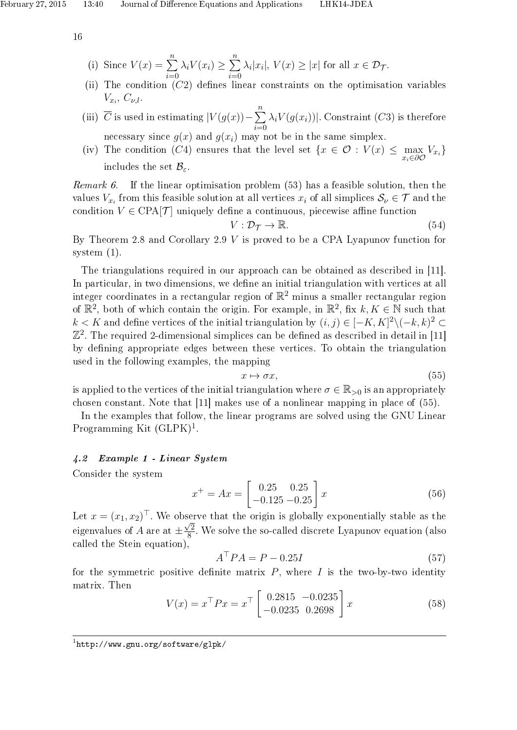(i) Since $V(x) = \sum_{i=0}^{n} \lambda_i V(x_i) \geq \sum_{i=0}^{n} \lambda_i |x_i|$, $V(x) \geq |x|$ for all $x \in \mathcal{D}_{\mathcal{T}}$.

(ii) The condition $(C2)$ defines linear constraints on the optimisation variables $V_{x_i}$, $C_{\nu,l}$.

(iii) $\overline{C}$ is used in estimating $|V(g(x)) - \sum_{i=0}^{n} \lambda_i V(g(x_i))|$. Constraint $(C3)$ is therefore necessary since $g(x)$ and $g(x_i)$ may not be in the same simplex.

(iv) The condition $(C4)$ ensures that the level set $\{x \in \mathcal{O} : V(x) \leq \max_{x_i \in \partial \mathcal{O}} V_{x_i}\}$ includes the set $\mathcal{B}_\varepsilon$.

*Remark 6.* If the linear optimisation problem (53) has a feasible solution, then the values $V_{x_i}$ from this feasible solution at all vertices $x_i$ of all simplices $\mathcal{S}_\nu \in \mathcal{T}$ and the condition $V \in \text{CPA}[\mathcal{T}]$ uniquely define a continuous, piecewise affine function

$$V : \mathcal{D}_{\mathcal{T}} \to \mathbb{R}. \tag{54}$$

By Theorem 2.8 and Corollary 2.9 $V$ is proved to be a CPA Lyapunov function for system (1).

The triangulations required in our approach can be obtained as described in [11]. In particular, in two dimensions, we define an initial triangulation with vertices at all integer coordinates in a rectangular region of $\mathbb{R}^2$ minus a smaller rectangular region of $\mathbb{R}^2$, both of which contain the origin. For example, in $\mathbb{R}^2$, fix $k, K \in \mathbb{N}$ such that $k < K$ and define vertices of the initial triangulation by $(i,j) \in [-K,K]^2 \backslash (-k,k)^2 \subset \mathbb{Z}^2$. The required 2-dimensional simplices can be defined as described in detail in [11] by defining appropriate edges between these vertices. To obtain the triangulation used in the following examples, the mapping

$$x \mapsto \sigma x, \tag{55}$$

is applied to the vertices of the initial triangulation where $\sigma \in \mathbb{R}_{>0}$ is an appropriately chosen constant. Note that [11] makes use of a nonlinear mapping in place of (55).

In the examples that follow, the linear programs are solved using the GNU Linear Programming Kit (GLPK)[1].

### 4.2 Example 1 - Linear System

Consider the system

$$x^+ = Ax = \begin{bmatrix} 0.25 & 0.25 \\ -0.125 & -0.25 \end{bmatrix} x \tag{56}$$

Let $x = (x_1, x_2)^\top$. We observe that the origin is globally exponentially stable as the eigenvalues of $A$ are at $\pm \frac{\sqrt{2}}{8}$. We solve the so-called discrete Lyapunov equation (also called the Stein equation),

$$A^\top P A = P - 0.25I \tag{57}$$

for the symmetric positive definite matrix $P$, where $I$ is the two-by-two identity matrix. Then

$$V(x) = x^\top P x = x^\top \begin{bmatrix} 0.2815 & -0.0235 \\ -0.0235 & 0.2698 \end{bmatrix} x \tag{58}$$

---

[1] http://www.gnu.org/software/glpk/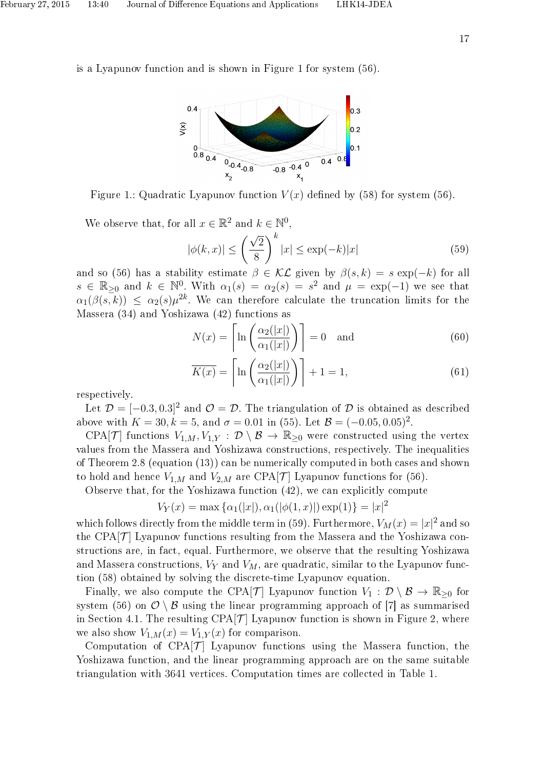is a Lyapunov function and is shown in Figure 1 for system (56).

Figure 1.: Quadratic Lyapunov function $V(x)$ defined by (58) for system (56).

We observe that, for all $x \in \mathbb{R}^2$ and $k \in \mathbb{N}^0$,

$$|\phi(k,x)| \leq \left(\frac{\sqrt{2}}{8}\right)^k |x| \leq \exp(-k)|x| \tag{59}$$

and so (56) has a stability estimate $\beta \in \mathcal{KL}$ given by $\beta(s,k) = s\exp(-k)$ for all $s \in \mathbb{R}_{\geq 0}$ and $k \in \mathbb{N}^0$. With $\alpha_1(s) = \alpha_2(s) = s^2$ and $\mu = \exp(-1)$ we see that $\alpha_1(\beta(s,k)) \leq \alpha_2(s)\mu^{2k}$. We can therefore calculate the truncation limits for the Massera (34) and Yoshizawa (42) functions as

$$N(x) = \left\lceil \ln\left(\frac{\alpha_2(|x|)}{\alpha_1(|x|)}\right) \right\rceil = 0 \quad \text{and} \tag{60}$$

$$\overline{K(x)} = \left\lceil \ln\left(\frac{\alpha_2(|x|)}{\alpha_1(|x|)}\right) \right\rceil + 1 = 1, \tag{61}$$

respectively.

Let $\mathcal{D} = [-0.3, 0.3]^2$ and $\mathcal{O} = \mathcal{D}$. The triangulation of $\mathcal{D}$ is obtained as described above with $K = 30$, $k = 5$, and $\sigma = 0.01$ in (55). Let $\mathcal{B} = (-0.05, 0.05)^2$.

CPA[$\mathcal{T}$] functions $V_{1,M}, V_{1,Y} : \mathcal{D} \setminus \mathcal{B} \to \mathbb{R}_{\geq 0}$ were constructed using the vertex values from the Massera and Yoshizawa constructions, respectively. The inequalities of Theorem 2.8 (equation (13)) can be numerically computed in both cases and shown to hold and hence $V_{1,M}$ and $V_{2,M}$ are CPA[$\mathcal{T}$] Lyapunov functions for (56).

Observe that, for the Yoshizawa function (42), we can explicitly compute

$$V_Y(x) = \max\{\alpha_1(|x|), \alpha_1(|\phi(1,x)|)\exp(1)\} = |x|^2$$

which follows directly from the middle term in (59). Furthermore, $V_M(x) = |x|^2$ and so the CPA[$\mathcal{T}$] Lyapunov functions resulting from the Massera and the Yoshizawa constructions are, in fact, equal. Furthermore, we observe that the resulting Yoshizawa and Massera constructions, $V_Y$ and $V_M$, are quadratic, similar to the Lyapunov function (58) obtained by solving the discrete-time Lyapunov equation.

Finally, we also compute the CPA[$\mathcal{T}$] Lyapunov function $V_1 : \mathcal{D} \setminus \mathcal{B} \to \mathbb{R}_{\geq 0}$ for system (56) on $\mathcal{O} \setminus \mathcal{B}$ using the linear programming approach of [7] as summarised in Section 4.1. The resulting CPA[$\mathcal{T}$] Lyapunov function is shown in Figure 2, where we also show $V_{1,M}(x) = V_{1,Y}(x)$ for comparison.

Computation of CPA[$\mathcal{T}$] Lyapunov functions using the Massera function, the Yoshizawa function, and the linear programming approach are on the same suitable triangulation with 3641 vertices. Computation times are collected in Table 1.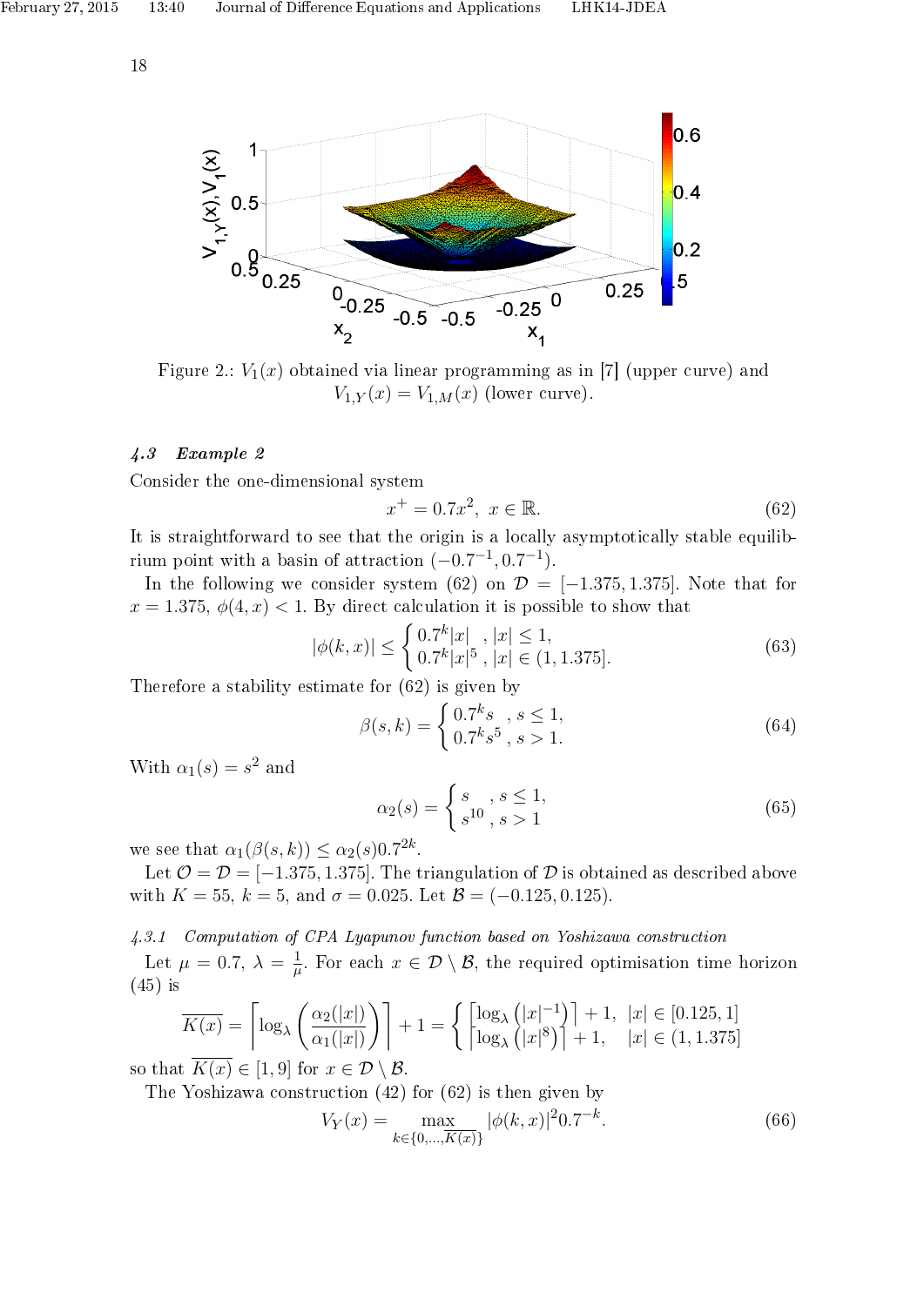Figure 2.: $V_1(x)$ obtained via linear programming as in [7] (upper curve) and $V_{1,Y}(x) = V_{1,M}(x)$ (lower curve).

### 4.3 *Example 2*

Consider the one-dimensional system

$$x^+ = 0.7x^2, \ x \in \mathbb{R}. \tag{62}$$

It is straightforward to see that the origin is a locally asymptotically stable equilibrium point with a basin of attraction $(-0.7^{-1}, 0.7^{-1})$.

In the following we consider system (62) on $\mathcal{D} = [-1.375, 1.375]$. Note that for $x = 1.375$, $\phi(4, x) < 1$. By direct calculation it is possible to show that

$$|\phi(k,x)| \leq \begin{cases} 0.7^k|x| & , |x| \leq 1, \\ 0.7^k|x|^5 & , |x| \in (1, 1.375]. \end{cases} \tag{63}$$

Therefore a stability estimate for (62) is given by

$$\beta(s,k) = \begin{cases} 0.7^k s & , s \leq 1, \\ 0.7^k s^5 & , s > 1. \end{cases} \tag{64}$$

With $\alpha_1(s) = s^2$ and

$$\alpha_2(s) = \begin{cases} s & , s \leq 1, \\ s^{10} & , s > 1 \end{cases} \tag{65}$$

we see that $\alpha_1(\beta(s,k)) \leq \alpha_2(s) 0.7^{2k}$.

Let $\mathcal{O} = \mathcal{D} = [-1.375, 1.375]$. The triangulation of $\mathcal{D}$ is obtained as described above with $K = 55$, $k = 5$, and $\sigma = 0.025$. Let $\mathcal{B} = (-0.125, 0.125)$.

#### 4.3.1 *Computation of CPA Lyapunov function based on Yoshizawa construction*

Let $\mu = 0.7$, $\lambda = \frac{1}{\mu}$. For each $x \in \mathcal{D} \setminus \mathcal{B}$, the required optimisation time horizon (45) is

$$\overline{K(x)} = \left\lceil \log_\lambda \left( \frac{\alpha_2(|x|)}{\alpha_1(|x|)} \right) \right\rceil + 1 = \begin{cases} \left\lceil \log_\lambda \left( |x|^{-1} \right) \right\rceil + 1, & |x| \in [0.125, 1] \\ \left\lceil \log_\lambda \left( |x|^{8} \right) \right\rceil + 1, & |x| \in (1, 1.375] \end{cases}$$

so that $\overline{K(x)} \in [1, 9]$ for $x \in \mathcal{D} \setminus \mathcal{B}$.

The Yoshizawa construction (42) for (62) is then given by

$$V_Y(x) = \max_{k \in \{0, \ldots, \overline{K(x)}\}} |\phi(k,x)|^2 0.7^{-k}. \tag{66}$$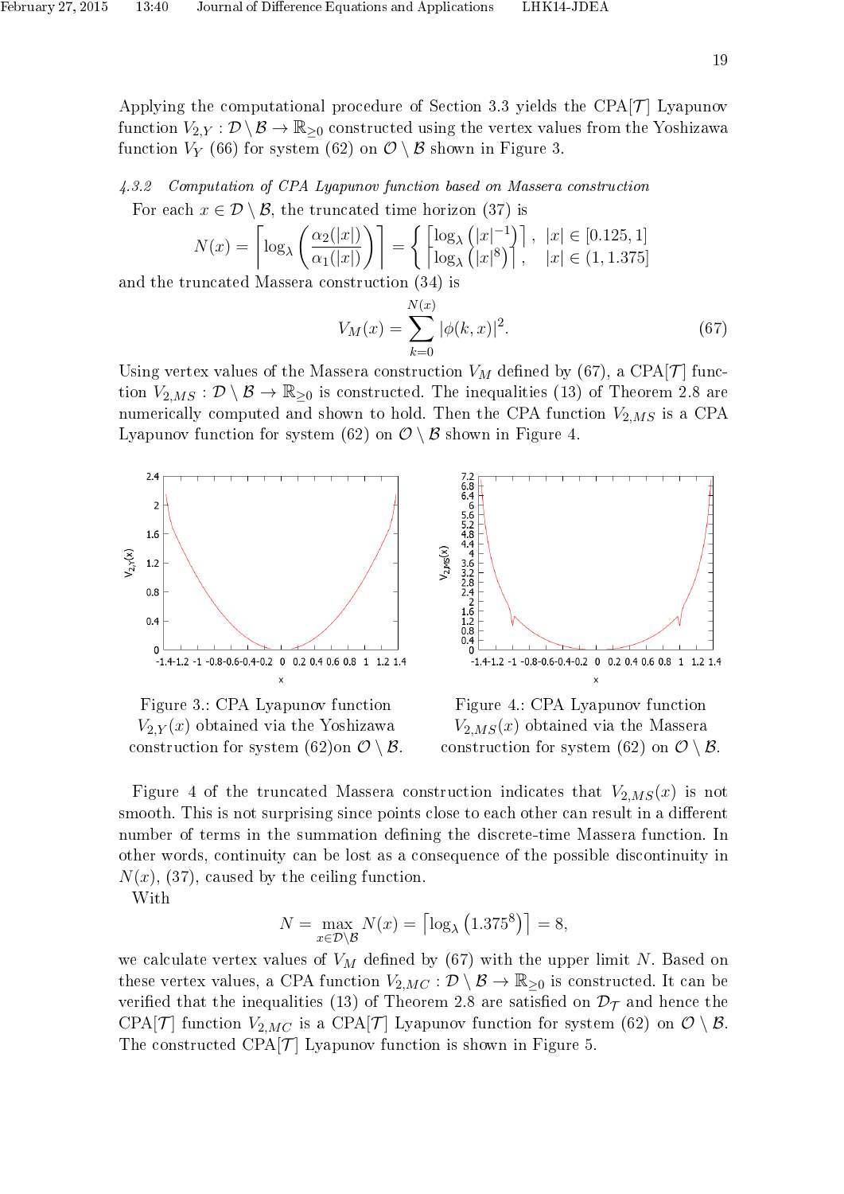Applying the computational procedure of Section 3.3 yields the CPA[$\mathcal{T}$] Lyapunov function $V_{2,Y} : \mathcal{D} \setminus \mathcal{B} \to \mathbb{R}_{\geq 0}$ constructed using the vertex values from the Yoshizawa function $V_Y$ (66) for system (62) on $\mathcal{O} \setminus \mathcal{B}$ shown in Figure 3.

### 4.3.2 *Computation of CPA Lyapunov function based on Massera construction*

For each $x \in \mathcal{D} \setminus \mathcal{B}$, the truncated time horizon (37) is

$$N(x) = \left\lceil \log_\lambda \left( \frac{\alpha_2(|x|)}{\alpha_1(|x|)} \right) \right\rceil = \begin{cases} \left\lceil \log_\lambda \left( |x|^{-1} \right) \right\rceil, & |x| \in [0.125, 1] \\ \left\lceil \log_\lambda \left( |x|^{8} \right) \right\rceil, & |x| \in (1, 1.375] \end{cases}$$

and the truncated Massera construction (34) is

$$V_M(x) = \sum_{k=0}^{N(x)} |\phi(k,x)|^2. \tag{67}$$

Using vertex values of the Massera construction $V_M$ defined by (67), a CPA[$\mathcal{T}$] function $V_{2,MS} : \mathcal{D} \setminus \mathcal{B} \to \mathbb{R}_{\geq 0}$ is constructed. The inequalities (13) of Theorem 2.8 are numerically computed and shown to hold. Then the CPA function $V_{2,MS}$ is a CPA Lyapunov function for system (62) on $\mathcal{O} \setminus \mathcal{B}$ shown in Figure 4.

Figure 3.: CPA Lyapunov function $V_{2,Y}(x)$ obtained via the Yoshizawa construction for system (62)on $\mathcal{O} \setminus \mathcal{B}$.

Figure 4.: CPA Lyapunov function $V_{2,MS}(x)$ obtained via the Massera construction for system (62) on $\mathcal{O} \setminus \mathcal{B}$.

Figure 4 of the truncated Massera construction indicates that $V_{2,MS}(x)$ is not smooth. This is not surprising since points close to each other can result in a different number of terms in the summation defining the discrete-time Massera function. In other words, continuity can be lost as a consequence of the possible discontinuity in $N(x)$, (37), caused by the ceiling function.

With

$$N = \max_{x \in \mathcal{D} \setminus \mathcal{B}} N(x) = \left\lceil \log_\lambda \left( 1.375^8 \right) \right\rceil = 8,$$

we calculate vertex values of $V_M$ defined by (67) with the upper limit $N$. Based on these vertex values, a CPA function $V_{2,MC} : \mathcal{D} \setminus \mathcal{B} \to \mathbb{R}_{\geq 0}$ is constructed. It can be verified that the inequalities (13) of Theorem 2.8 are satisfied on $\mathcal{D}_\mathcal{T}$ and hence the CPA[$\mathcal{T}$] function $V_{2,MC}$ is a CPA[$\mathcal{T}$] Lyapunov function for system (62) on $\mathcal{O} \setminus \mathcal{B}$. The constructed CPA[$\mathcal{T}$] Lyapunov function is shown in Figure 5.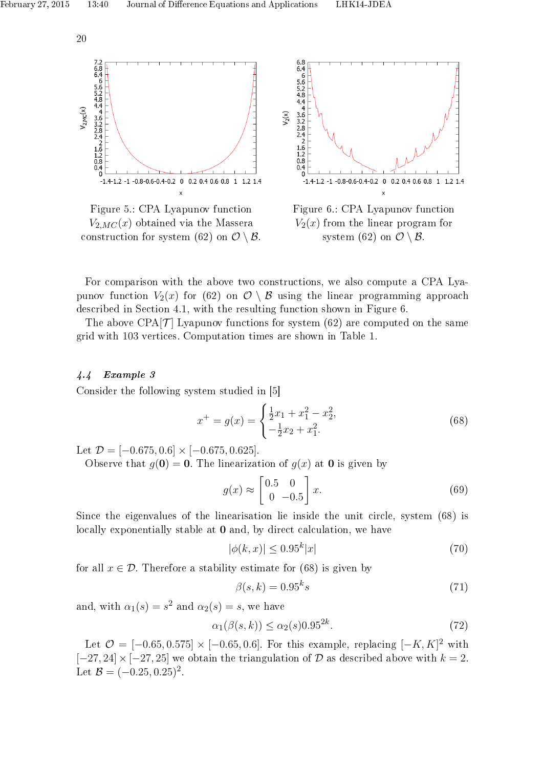Figure 5.: CPA Lyapunov function $V_{2,MC}(x)$ obtained via the Massera construction for system (62) on $\mathcal{O} \setminus \mathcal{B}$.

Figure 6.: CPA Lyapunov function $V_2(x)$ from the linear program for system (62) on $\mathcal{O} \setminus \mathcal{B}$.

For comparison with the above two constructions, we also compute a CPA Lyapunov function $V_2(x)$ for (62) on $\mathcal{O} \setminus \mathcal{B}$ using the linear programming approach described in Section 4.1, with the resulting function shown in Figure 6.

The above CPA[$\mathcal{T}$] Lyapunov functions for system (62) are computed on the same grid with 103 vertices. Computation times are shown in Table 1.

### 4.4 *Example 3*

Consider the following system studied in [5]

$$x^+ = g(x) = \begin{cases} \frac{1}{2}x_1 + x_1^2 - x_2^2, \\ -\frac{1}{2}x_2 + x_1^2. \end{cases} \tag{68}$$

Let $\mathcal{D} = [-0.675, 0.6] \times [-0.675, 0.625]$.

Observe that $g(\mathbf{0}) = \mathbf{0}$. The linearization of $g(x)$ at $\mathbf{0}$ is given by

$$g(x) \approx \begin{bmatrix} 0.5 & 0 \\ 0 & -0.5 \end{bmatrix} x. \tag{69}$$

Since the eigenvalues of the linearisation lie inside the unit circle, system (68) is locally exponentially stable at $\mathbf{0}$ and, by direct calculation, we have

$$|\phi(k, x)| \leq 0.95^k |x| \tag{70}$$

for all $x \in \mathcal{D}$. Therefore a stability estimate for (68) is given by

$$\beta(s, k) = 0.95^k s \tag{71}$$

and, with $\alpha_1(s) = s^2$ and $\alpha_2(s) = s$, we have

$$\alpha_1(\beta(s, k)) \leq \alpha_2(s) 0.95^{2k}. \tag{72}$$

Let $\mathcal{O} = [-0.65, 0.575] \times [-0.65, 0.6]$. For this example, replacing $[-K, K]^2$ with $[-27, 24] \times [-27, 25]$ we obtain the triangulation of $\mathcal{D}$ as described above with $k = 2$. Let $\mathcal{B} = (-0.25, 0.25)^2$.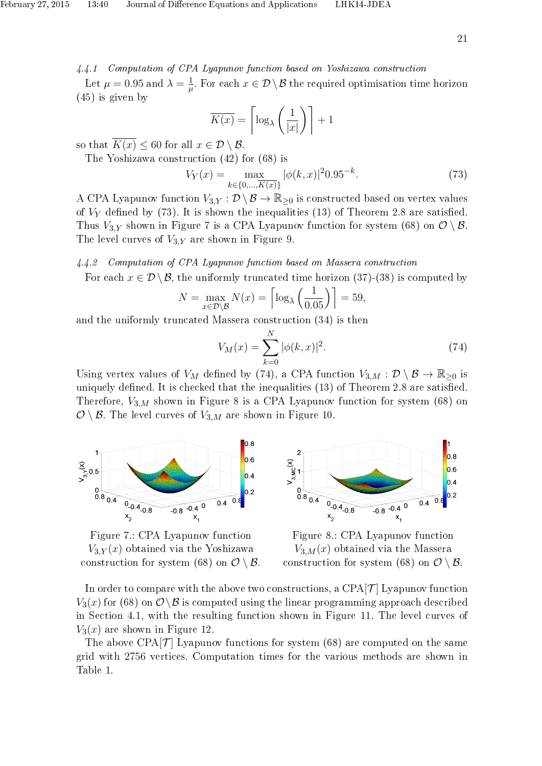#### 4.4.1 *Computation of CPA Lyapunov function based on Yoshizawa construction*

Let $\mu = 0.95$ and $\lambda = \frac{1}{\mu}$. For each $x \in \mathcal{D} \setminus \mathcal{B}$ the required optimisation time horizon (45) is given by

$$\overline{K(x)} = \left\lceil \log_\lambda \left( \frac{1}{|x|} \right) \right\rceil + 1$$

so that $\overline{K(x)} \leq 60$ for all $x \in \mathcal{D} \setminus \mathcal{B}$.

The Yoshizawa construction (42) for (68) is

$$V_Y(x) = \max_{k \in \{0, \ldots, \overline{K(x)}\}} |\phi(k, x)|^2 0.95^{-k}. \tag{73}$$

A CPA Lyapunov function $V_{3,Y} : \mathcal{D} \setminus \mathcal{B} \to \mathbb{R}_{\geq 0}$ is constructed based on vertex values of $V_Y$ defined by (73). It is shown the inequalities (13) of Theorem 2.8 are satisfied. Thus $V_{3,Y}$ shown in Figure 7 is a CPA Lyapunov function for system (68) on $\mathcal{O} \setminus \mathcal{B}$. The level curves of $V_{3,Y}$ are shown in Figure 9.

#### 4.4.2 *Computation of CPA Lyapunov function based on Massera construction*

For each $x \in \mathcal{D} \setminus \mathcal{B}$, the uniformly truncated time horizon (37)-(38) is computed by

$$N = \max_{x \in \mathcal{D} \setminus \mathcal{B}} N(x) = \left\lceil \log_\lambda \left( \frac{1}{0.05} \right) \right\rceil = 59,$$

and the uniformly truncated Massera construction (34) is then

$$V_M(x) = \sum_{k=0}^{N} |\phi(k, x)|^2. \tag{74}$$

Using vertex values of $V_M$ defined by (74), a CPA function $V_{3,M} : \mathcal{D} \setminus \mathcal{B} \to \mathbb{R}_{\geq 0}$ is uniquely defined. It is checked that the inequalities (13) of Theorem 2.8 are satisfied. Therefore, $V_{3,M}$ shown in Figure 8 is a CPA Lyapunov function for system (68) on $\mathcal{O} \setminus \mathcal{B}$. The level curves of $V_{3,M}$ are shown in Figure 10.

Figure 7.: CPA Lyapunov function $V_{3,Y}(x)$ obtained via the Yoshizawa construction for system (68) on $\mathcal{O} \setminus \mathcal{B}$.

Figure 8.: CPA Lyapunov function $V_{3,M}(x)$ obtained via the Massera construction for system (68) on $\mathcal{O} \setminus \mathcal{B}$.

In order to compare with the above two constructions, a CPA[$\mathcal{T}$] Lyapunov function $V_3(x)$ for (68) on $\mathcal{O} \setminus \mathcal{B}$ is computed using the linear programming approach described in Section 4.1, with the resulting function shown in Figure 11. The level curves of $V_3(x)$ are shown in Figure 12.

The above CPA[$\mathcal{T}$] Lyapunov functions for system (68) are computed on the same grid with 2756 vertices. Computation times for the various methods are shown in Table 1.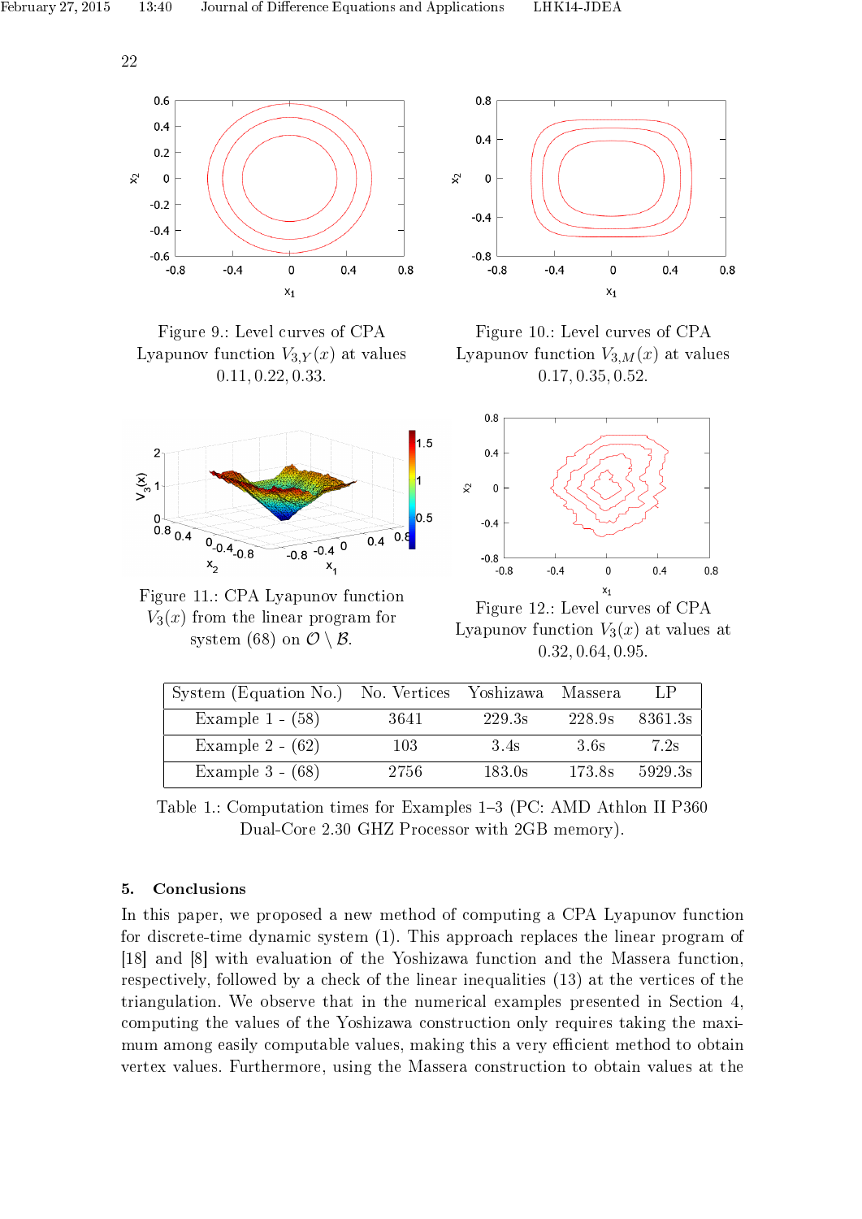Figure 9.: Level curves of CPA Lyapunov function $V_{3,Y}(x)$ at values 0.11, 0.22, 0.33.

Figure 10.: Level curves of CPA Lyapunov function $V_{3,M}(x)$ at values 0.17, 0.35, 0.52.

Figure 11.: CPA Lyapunov function $V_3(x)$ from the linear program for system (68) on $\mathcal{O} \setminus \mathcal{B}$.

Figure 12.: Level curves of CPA Lyapunov function $V_3(x)$ at values at 0.32, 0.64, 0.95.

| System (Equation No.) | No. Vertices | Yoshizawa | Massera | LP |
|---|---|---|---|---|
| Example 1 - (58) | 3641 | 229.3s | 228.9s | 8361.3s |
| Example 2 - (62) | 103 | 3.4s | 3.6s | 7.2s |
| Example 3 - (68) | 2756 | 183.0s | 173.8s | 5929.3s |

Table 1.: Computation times for Examples 1–3 (PC: AMD Athlon II P360 Dual-Core 2.30 GHZ Processor with 2GB memory).

## 5. Conclusions

In this paper, we proposed a new method of computing a CPA Lyapunov function for discrete-time dynamic system (1). This approach replaces the linear program of [18] and [8] with evaluation of the Yoshizawa function and the Massera function, respectively, followed by a check of the linear inequalities (13) at the vertices of the triangulation. We observe that in the numerical examples presented in Section 4, computing the values of the Yoshizawa construction only requires taking the maximum among easily computable values, making this a very efficient method to obtain vertex values. Furthermore, using the Massera construction to obtain values at the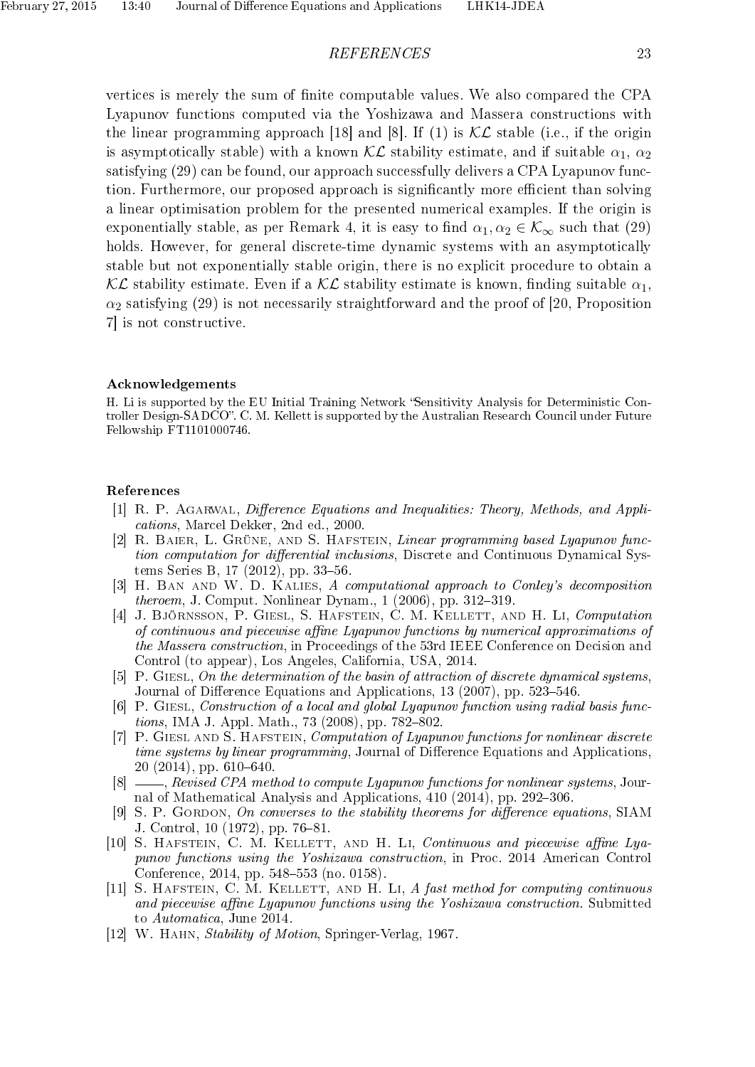vertices is merely the sum of finite computable values. We also compared the CPA Lyapunov functions computed via the Yoshizawa and Massera constructions with the linear programming approach [18] and [8]. If (1) is $\mathcal{KL}$ stable (i.e., if the origin is asymptotically stable) with a known $\mathcal{KL}$ stability estimate, and if suitable $\alpha_1$, $\alpha_2$ satisfying (29) can be found, our approach successfully delivers a CPA Lyapunov function. Furthermore, our proposed approach is significantly more efficient than solving a linear optimisation problem for the presented numerical examples. If the origin is exponentially stable, as per Remark 4, it is easy to find $\alpha_1, \alpha_2 \in \mathcal{K}_\infty$ such that (29) holds. However, for general discrete-time dynamic systems with an asymptotically stable but not exponentially stable origin, there is no explicit procedure to obtain a $\mathcal{KL}$ stability estimate. Even if a $\mathcal{KL}$ stability estimate is known, finding suitable $\alpha_1$, $\alpha_2$ satisfying (29) is not necessarily straightforward and the proof of [20, Proposition 7] is not constructive.

### Acknowledgements

H. Li is supported by the EU Initial Training Network "Sensitivity Analysis for Deterministic Controller Design-SADCO". C. M. Kellett is supported by the Australian Research Council under Future Fellowship FT1101000746.

### References

[1] R. P. Agarwal, *Difference Equations and Inequalities: Theory, Methods, and Applications*, Marcel Dekker, 2nd ed., 2000.

[2] R. Baier, L. Grüne, and S. Hafstein, *Linear programming based Lyapunov function computation for differential inclusions*, Discrete and Continuous Dynamical Systems Series B, 17 (2012), pp. 33–56.

[3] H. Ban and W. D. Kalies, *A computational approach to Conley's decomposition theroem*, J. Comput. Nonlinear Dynam., 1 (2006), pp. 312–319.

[4] J. Björnsson, P. Giesl, S. Hafstein, C. M. Kellett, and H. Li, *Computation of continuous and piecewise affine Lyapunov functions by numerical approximations of the Massera construction*, in Proceedings of the 53rd IEEE Conference on Decision and Control (to appear), Los Angeles, California, USA, 2014.

[5] P. Giesl, *On the determination of the basin of attraction of discrete dynamical systems*, Journal of Difference Equations and Applications, 13 (2007), pp. 523–546.

[6] P. Giesl, *Construction of a local and global Lyapunov function using radial basis functions*, IMA J. Appl. Math., 73 (2008), pp. 782–802.

[7] P. Giesl and S. Hafstein, *Computation of Lyapunov functions for nonlinear discrete time systems by linear programming*, Journal of Difference Equations and Applications, 20 (2014), pp. 610–640.

[8] ——, *Revised CPA method to compute Lyapunov functions for nonlinear systems*, Journal of Mathematical Analysis and Applications, 410 (2014), pp. 292–306.

[9] S. P. Gordon, *On converses to the stability theorems for difference equations*, SIAM J. Control, 10 (1972), pp. 76–81.

[10] S. Hafstein, C. M. Kellett, and H. Li, *Continuous and piecewise affine Lyapunov functions using the Yoshizawa construction*, in Proc. 2014 American Control Conference, 2014, pp. 548–553 (no. 0158).

[11] S. Hafstein, C. M. Kellett, and H. Li, *A fast method for computing continuous and piecewise affine Lyapunov functions using the Yoshizawa construction*. Submitted to *Automatica*, June 2014.

[12] W. Hahn, *Stability of Motion*, Springer-Verlag, 1967.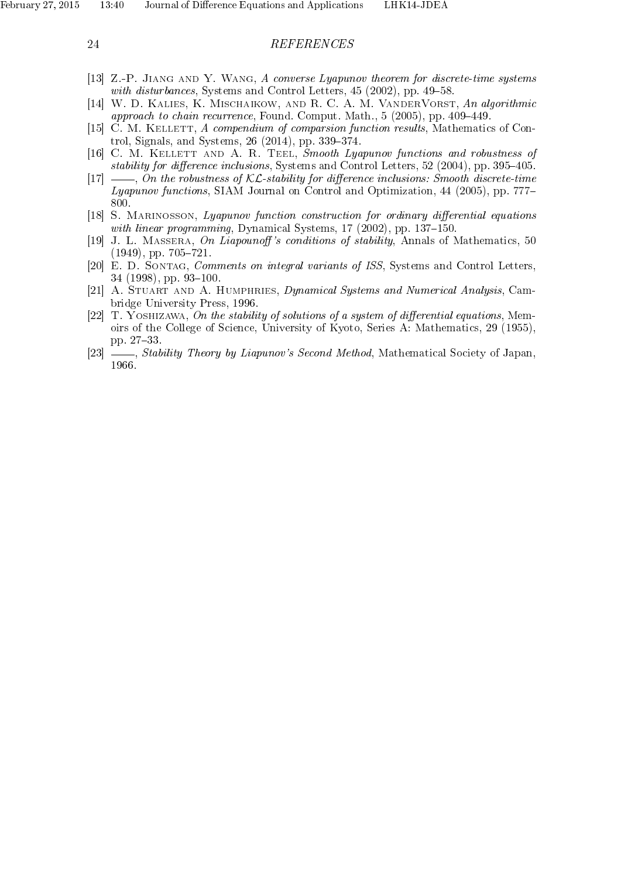[13] Z.-P. Jiang and Y. Wang, *A converse Lyapunov theorem for discrete-time systems with disturbances*, Systems and Control Letters, 45 (2002), pp. 49–58.

[14] W. D. Kalies, K. Mischaikow, and R. C. A. M. VanderVorst, *An algorithmic approach to chain recurrence*, Found. Comput. Math., 5 (2005), pp. 409–449.

[15] C. M. Kellett, *A compendium of comparsion function results*, Mathematics of Control, Signals, and Systems, 26 (2014), pp. 339–374.

[16] C. M. Kellett and A. R. Teel, *Smooth Lyapunov functions and robustness of stability for difference inclusions*, Systems and Control Letters, 52 (2004), pp. 395–405.

[17] ——, *On the robustness of $\mathcal{KL}$-stability for difference inclusions: Smooth discrete-time Lyapunov functions*, SIAM Journal on Control and Optimization, 44 (2005), pp. 777–800.

[18] S. Marinosson, *Lyapunov function construction for ordinary differential equations with linear programming*, Dynamical Systems, 17 (2002), pp. 137–150.

[19] J. L. Massera, *On Liapounoff's conditions of stability*, Annals of Mathematics, 50 (1949), pp. 705–721.

[20] E. D. Sontag, *Comments on integral variants of ISS*, Systems and Control Letters, 34 (1998), pp. 93–100.

[21] A. Stuart and A. Humphries, *Dynamical Systems and Numerical Analysis*, Cambridge University Press, 1996.

[22] T. Yoshizawa, *On the stability of solutions of a system of differential equations*, Memoirs of the College of Science, University of Kyoto, Series A: Mathematics, 29 (1955), pp. 27–33.

[23] ——, *Stability Theory by Liapunov's Second Method*, Mathematical Society of Japan, 1966.